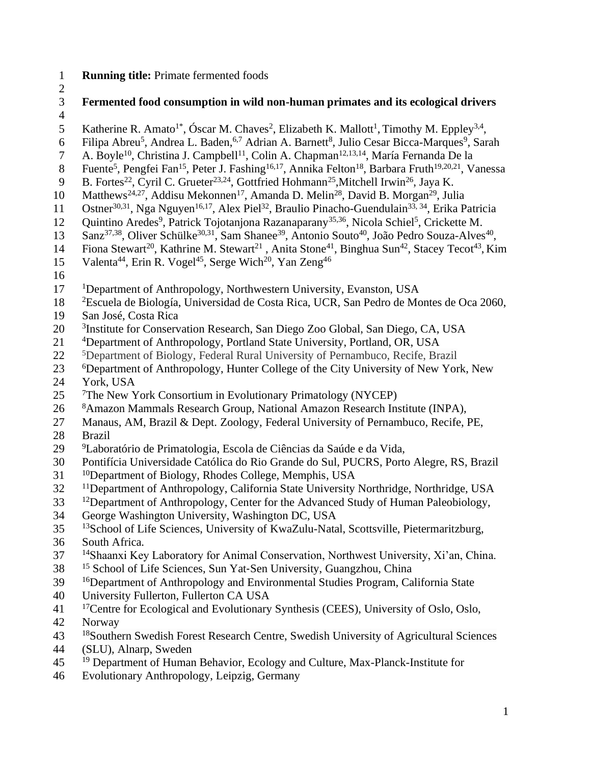**Running title:** Primate fermented foods

# Fermented food consumption in wild non-human primates and its ecological drivers

Katherine R. Amato[1*], Óscar M. Chaves[2], Elizabeth K. Mallott[1], Timothy M. Eppley[3,4], Filipa Abreu[5], Andrea L. Baden,[6,7] Adrian A. Barnett[8], Julio Cesar Bicca-Marques[9], Sarah A. Boyle[10], Christina J. Campbell[11], Colin A. Chapman[12,13,14], María Fernanda De la Fuente[5], Pengfei Fan[15], Peter J. Fashing[16,17], Annika Felton[18], Barbara Fruth[19,20,21], Vanessa B. Fortes[22], Cyril C. Grueter[23,24], Gottfried Hohmann[25], Mitchell Irwin[26], Jaya K. Matthews[24,27], Addisu Mekonnen[17], Amanda D. Melin[28], David B. Morgan[29], Julia Ostner[30,31], Nga Nguyen[16,17], Alex Piel[32], Braulio Pinacho-Guendulain[33, 34], Erika Patricia Quintino Aredes[9], Patrick Tojotanjona Razanaparany[35,36], Nicola Schiel[5], Crickette M. Sanz[37,38], Oliver Schülke[30,31], Sam Shanee[39], Antonio Souto[40], João Pedro Souza-Alves[40], Fiona Stewart[20], Kathrine M. Stewart[21], Anita Stone[41], Binghua Sun[42], Stacey Tecot[43], Kim Valenta[44], Erin R. Vogel[45], Serge Wich[20], Yan Zeng[46]

[1]Department of Anthropology, Northwestern University, Evanston, USA
[2]Escuela de Biología, Universidad de Costa Rica, UCR, San Pedro de Montes de Oca 2060, San José, Costa Rica
[3]Institute for Conservation Research, San Diego Zoo Global, San Diego, CA, USA
[4]Department of Anthropology, Portland State University, Portland, OR, USA
[5]Department of Biology, Federal Rural University of Pernambuco, Recife, Brazil
[6]Department of Anthropology, Hunter College of the City University of New York, New York, USA
[7]The New York Consortium in Evolutionary Primatology (NYCEP)
[8]Amazon Mammals Research Group, National Amazon Research Institute (INPA), Manaus, AM, Brazil & Dept. Zoology, Federal University of Pernambuco, Recife, PE, Brazil
[9]Laboratório de Primatologia, Escola de Ciências da Saúde e da Vida, Pontifícia Universidade Católica do Rio Grande do Sul, PUCRS, Porto Alegre, RS, Brazil
[10]Department of Biology, Rhodes College, Memphis, USA
[11]Department of Anthropology, California State University Northridge, Northridge, USA
[12]Department of Anthropology, Center for the Advanced Study of Human Paleobiology, George Washington University, Washington DC, USA
[13]School of Life Sciences, University of KwaZulu-Natal, Scottsville, Pietermaritzburg, South Africa.
[14]Shaanxi Key Laboratory for Animal Conservation, Northwest University, Xi'an, China.
[15] School of Life Sciences, Sun Yat-Sen University, Guangzhou, China
[16]Department of Anthropology and Environmental Studies Program, California State University Fullerton, Fullerton CA USA
[17]Centre for Ecological and Evolutionary Synthesis (CEES), University of Oslo, Oslo, Norway
[18]Southern Swedish Forest Research Centre, Swedish University of Agricultural Sciences (SLU), Alnarp, Sweden
[19] Department of Human Behavior, Ecology and Culture, Max-Planck-Institute for Evolutionary Anthropology, Leipzig, Germany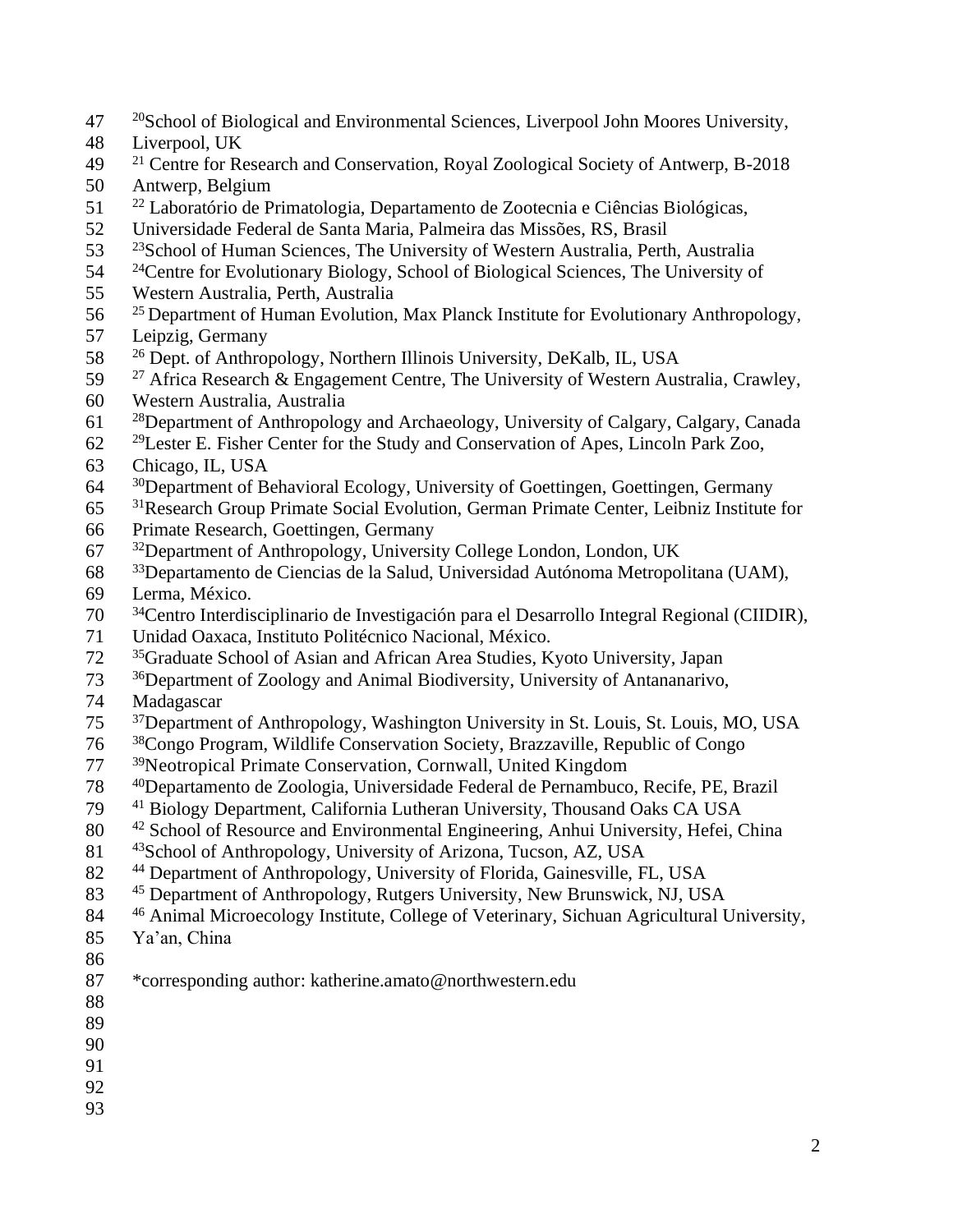[20]School of Biological and Environmental Sciences, Liverpool John Moores University, Liverpool, UK

[21] Centre for Research and Conservation, Royal Zoological Society of Antwerp, B-2018 Antwerp, Belgium

[22] Laboratório de Primatologia, Departamento de Zootecnia e Ciências Biológicas, Universidade Federal de Santa Maria, Palmeira das Missões, RS, Brasil

[23]School of Human Sciences, The University of Western Australia, Perth, Australia

[24]Centre for Evolutionary Biology, School of Biological Sciences, The University of Western Australia, Perth, Australia

[25] Department of Human Evolution, Max Planck Institute for Evolutionary Anthropology, Leipzig, Germany

[26] Dept. of Anthropology, Northern Illinois University, DeKalb, IL, USA

[27] Africa Research & Engagement Centre, The University of Western Australia, Crawley, Western Australia, Australia

[28]Department of Anthropology and Archaeology, University of Calgary, Calgary, Canada

[29]Lester E. Fisher Center for the Study and Conservation of Apes, Lincoln Park Zoo, Chicago, IL, USA

[30]Department of Behavioral Ecology, University of Goettingen, Goettingen, Germany

[31]Research Group Primate Social Evolution, German Primate Center, Leibniz Institute for Primate Research, Goettingen, Germany

[32]Department of Anthropology, University College London, London, UK

[33]Departamento de Ciencias de la Salud, Universidad Autónoma Metropolitana (UAM), Lerma, México.

[34]Centro Interdisciplinario de Investigación para el Desarrollo Integral Regional (CIIDIR), Unidad Oaxaca, Instituto Politécnico Nacional, México.

[35]Graduate School of Asian and African Area Studies, Kyoto University, Japan

[36]Department of Zoology and Animal Biodiversity, University of Antananarivo, Madagascar

[37]Department of Anthropology, Washington University in St. Louis, St. Louis, MO, USA

[38]Congo Program, Wildlife Conservation Society, Brazzaville, Republic of Congo

[39]Neotropical Primate Conservation, Cornwall, United Kingdom

[40]Departamento de Zoologia, Universidade Federal de Pernambuco, Recife, PE, Brazil

[41] Biology Department, California Lutheran University, Thousand Oaks CA USA

[42] School of Resource and Environmental Engineering, Anhui University, Hefei, China

[43]School of Anthropology, University of Arizona, Tucson, AZ, USA

[44] Department of Anthropology, University of Florida, Gainesville, FL, USA

[45] Department of Anthropology, Rutgers University, New Brunswick, NJ, USA

[46] Animal Microecology Institute, College of Veterinary, Sichuan Agricultural University, Ya'an, China

*corresponding author: katherine.amato@northwestern.edu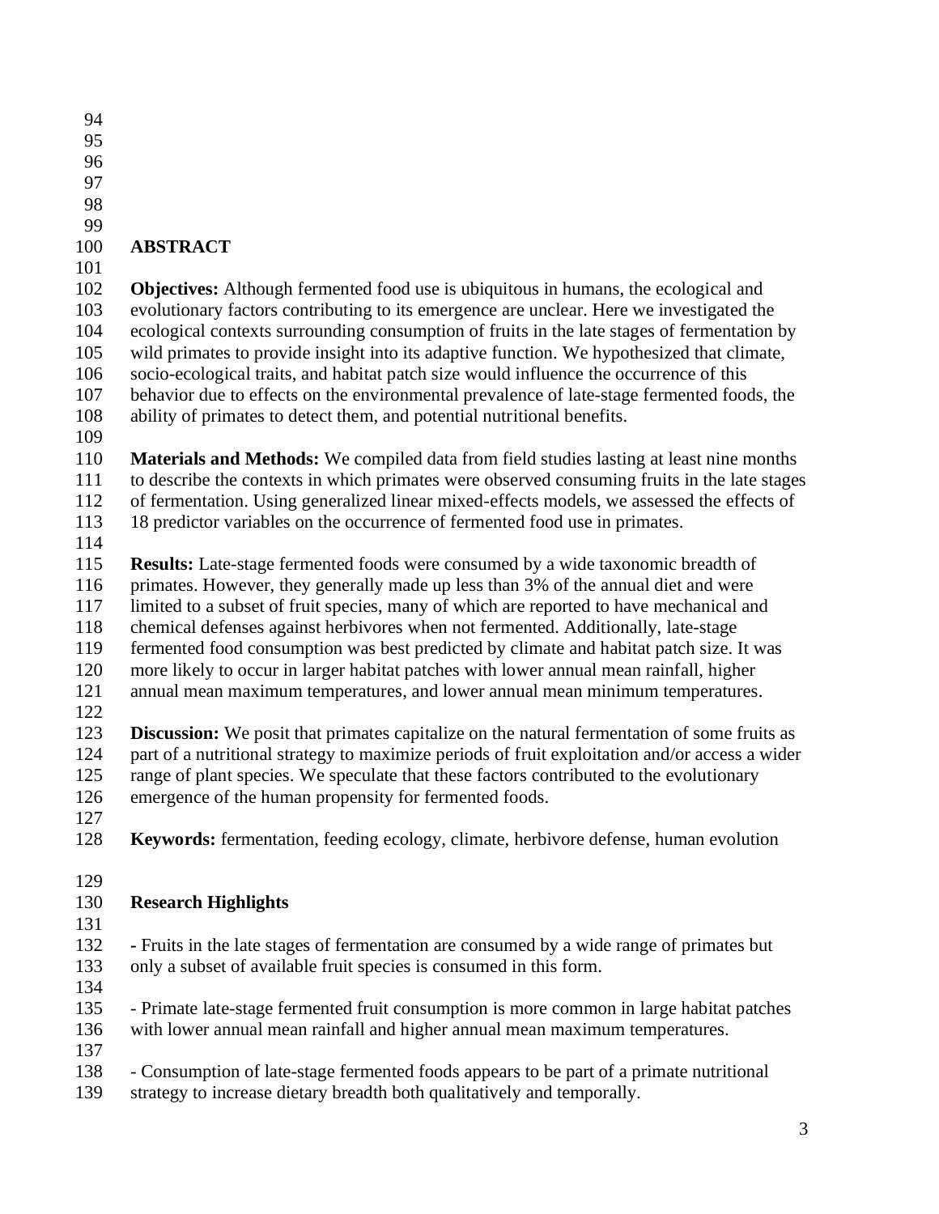## ABSTRACT

**Objectives:** Although fermented food use is ubiquitous in humans, the ecological and evolutionary factors contributing to its emergence are unclear. Here we investigated the ecological contexts surrounding consumption of fruits in the late stages of fermentation by wild primates to provide insight into its adaptive function. We hypothesized that climate, socio-ecological traits, and habitat patch size would influence the occurrence of this behavior due to effects on the environmental prevalence of late-stage fermented foods, the ability of primates to detect them, and potential nutritional benefits.

**Materials and Methods:** We compiled data from field studies lasting at least nine months to describe the contexts in which primates were observed consuming fruits in the late stages of fermentation. Using generalized linear mixed-effects models, we assessed the effects of 18 predictor variables on the occurrence of fermented food use in primates.

**Results:** Late-stage fermented foods were consumed by a wide taxonomic breadth of primates. However, they generally made up less than 3% of the annual diet and were limited to a subset of fruit species, many of which are reported to have mechanical and chemical defenses against herbivores when not fermented. Additionally, late-stage fermented food consumption was best predicted by climate and habitat patch size. It was more likely to occur in larger habitat patches with lower annual mean rainfall, higher annual mean maximum temperatures, and lower annual mean minimum temperatures.

**Discussion:** We posit that primates capitalize on the natural fermentation of some fruits as part of a nutritional strategy to maximize periods of fruit exploitation and/or access a wider range of plant species. We speculate that these factors contributed to the evolutionary emergence of the human propensity for fermented foods.

**Keywords:** fermentation, feeding ecology, climate, herbivore defense, human evolution

## Research Highlights

- Fruits in the late stages of fermentation are consumed by a wide range of primates but only a subset of available fruit species is consumed in this form.

- Primate late-stage fermented fruit consumption is more common in large habitat patches with lower annual mean rainfall and higher annual mean maximum temperatures.

- Consumption of late-stage fermented foods appears to be part of a primate nutritional strategy to increase dietary breadth both qualitatively and temporally.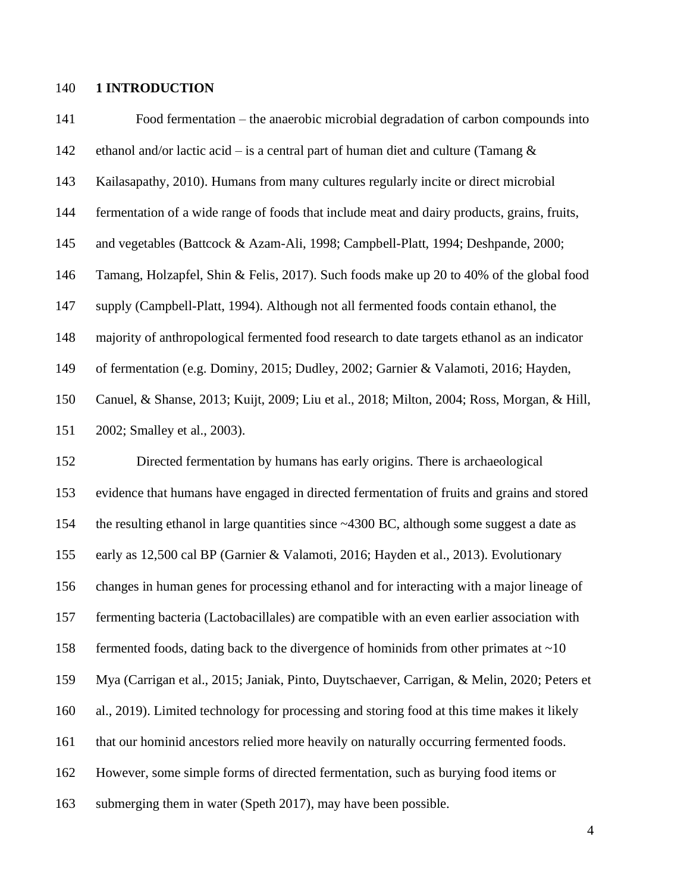# 1 INTRODUCTION

Food fermentation – the anaerobic microbial degradation of carbon compounds into ethanol and/or lactic acid – is a central part of human diet and culture (Tamang & Kailasapathy, 2010). Humans from many cultures regularly incite or direct microbial fermentation of a wide range of foods that include meat and dairy products, grains, fruits, and vegetables (Battcock & Azam-Ali, 1998; Campbell-Platt, 1994; Deshpande, 2000; Tamang, Holzapfel, Shin & Felis, 2017). Such foods make up 20 to 40% of the global food supply (Campbell-Platt, 1994). Although not all fermented foods contain ethanol, the majority of anthropological fermented food research to date targets ethanol as an indicator of fermentation (e.g. Dominy, 2015; Dudley, 2002; Garnier & Valamoti, 2016; Hayden, Canuel, & Shanse, 2013; Kuijt, 2009; Liu et al., 2018; Milton, 2004; Ross, Morgan, & Hill, 2002; Smalley et al., 2003).

Directed fermentation by humans has early origins. There is archaeological evidence that humans have engaged in directed fermentation of fruits and grains and stored the resulting ethanol in large quantities since ~4300 BC, although some suggest a date as early as 12,500 cal BP (Garnier & Valamoti, 2016; Hayden et al., 2013). Evolutionary changes in human genes for processing ethanol and for interacting with a major lineage of fermenting bacteria (Lactobacillales) are compatible with an even earlier association with fermented foods, dating back to the divergence of hominids from other primates at ~10 Mya (Carrigan et al., 2015; Janiak, Pinto, Duytschaever, Carrigan, & Melin, 2020; Peters et al., 2019). Limited technology for processing and storing food at this time makes it likely that our hominid ancestors relied more heavily on naturally occurring fermented foods. However, some simple forms of directed fermentation, such as burying food items or submerging them in water (Speth 2017), may have been possible.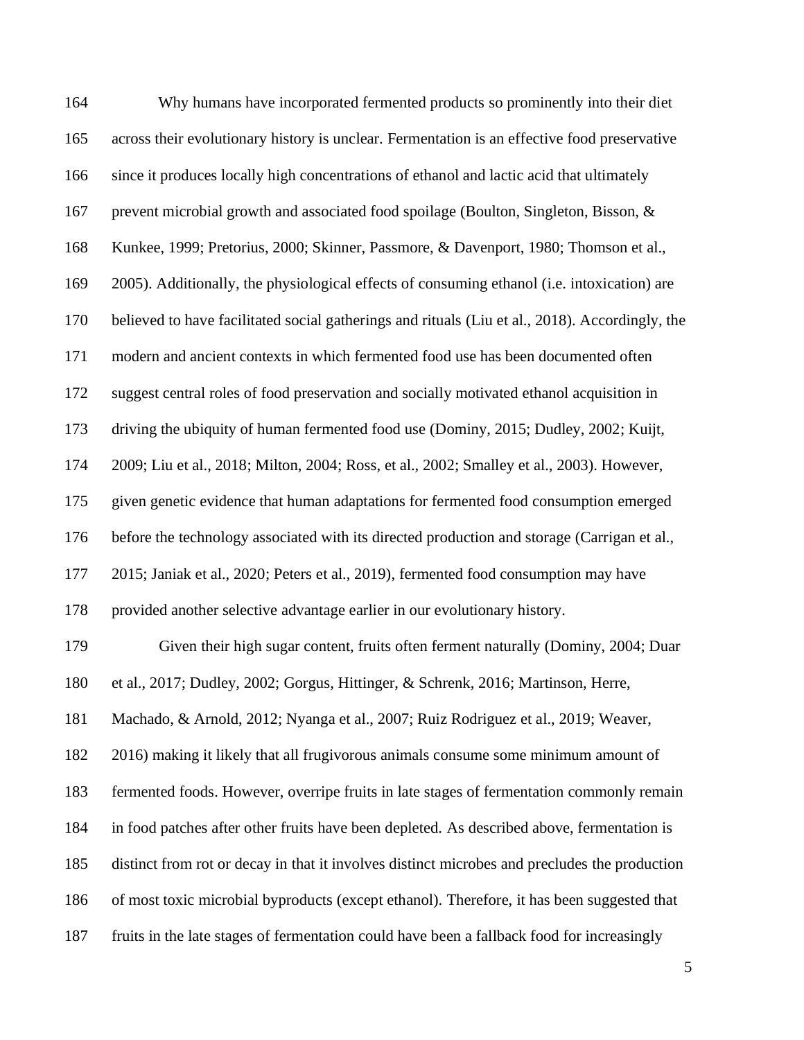Why humans have incorporated fermented products so prominently into their diet across their evolutionary history is unclear. Fermentation is an effective food preservative since it produces locally high concentrations of ethanol and lactic acid that ultimately prevent microbial growth and associated food spoilage (Boulton, Singleton, Bisson, & Kunkee, 1999; Pretorius, 2000; Skinner, Passmore, & Davenport, 1980; Thomson et al., 2005). Additionally, the physiological effects of consuming ethanol (i.e. intoxication) are believed to have facilitated social gatherings and rituals (Liu et al., 2018). Accordingly, the modern and ancient contexts in which fermented food use has been documented often suggest central roles of food preservation and socially motivated ethanol acquisition in driving the ubiquity of human fermented food use (Dominy, 2015; Dudley, 2002; Kuijt, 2009; Liu et al., 2018; Milton, 2004; Ross, et al., 2002; Smalley et al., 2003). However, given genetic evidence that human adaptations for fermented food consumption emerged before the technology associated with its directed production and storage (Carrigan et al., 2015; Janiak et al., 2020; Peters et al., 2019), fermented food consumption may have provided another selective advantage earlier in our evolutionary history.

Given their high sugar content, fruits often ferment naturally (Dominy, 2004; Duar et al., 2017; Dudley, 2002; Gorgus, Hittinger, & Schrenk, 2016; Martinson, Herre, Machado, & Arnold, 2012; Nyanga et al., 2007; Ruiz Rodriguez et al., 2019; Weaver, 2016) making it likely that all frugivorous animals consume some minimum amount of fermented foods. However, overripe fruits in late stages of fermentation commonly remain in food patches after other fruits have been depleted. As described above, fermentation is distinct from rot or decay in that it involves distinct microbes and precludes the production of most toxic microbial byproducts (except ethanol). Therefore, it has been suggested that fruits in the late stages of fermentation could have been a fallback food for increasingly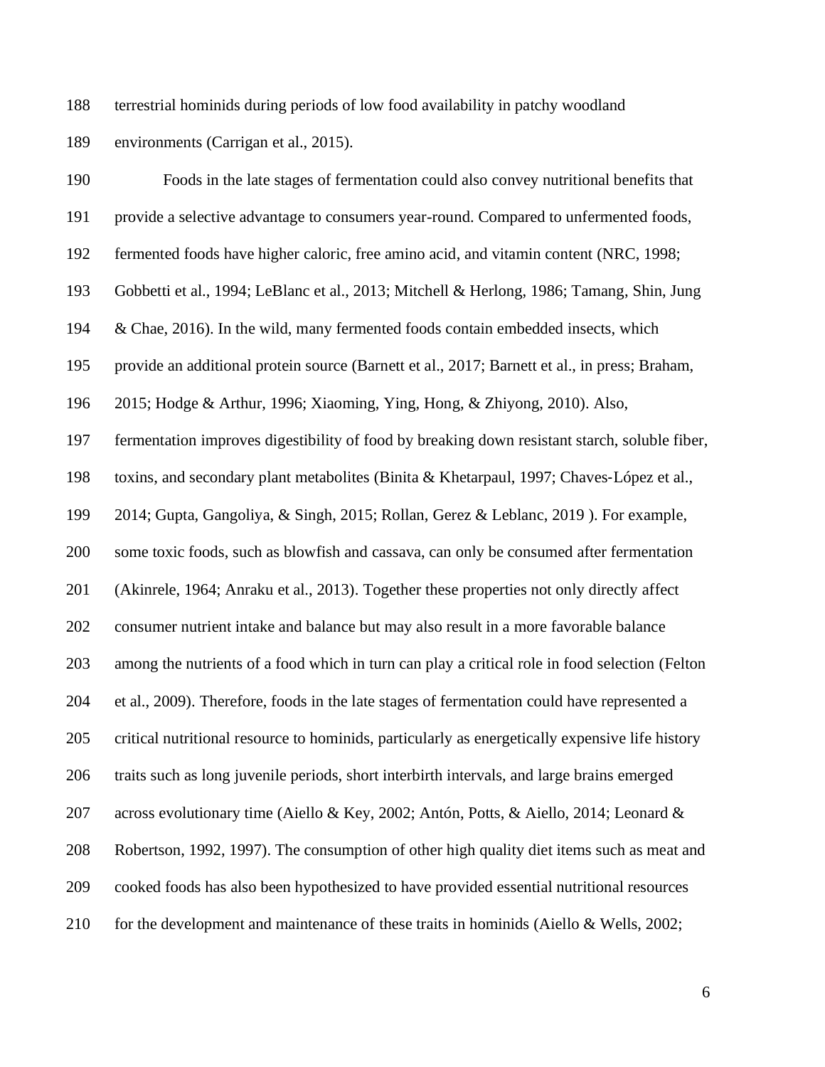terrestrial hominids during periods of low food availability in patchy woodland environments (Carrigan et al., 2015).

Foods in the late stages of fermentation could also convey nutritional benefits that provide a selective advantage to consumers year-round. Compared to unfermented foods, fermented foods have higher caloric, free amino acid, and vitamin content (NRC, 1998; Gobbetti et al., 1994; LeBlanc et al., 2013; Mitchell & Herlong, 1986; Tamang, Shin, Jung & Chae, 2016). In the wild, many fermented foods contain embedded insects, which provide an additional protein source (Barnett et al., 2017; Barnett et al., in press; Braham, 2015; Hodge & Arthur, 1996; Xiaoming, Ying, Hong, & Zhiyong, 2010). Also, fermentation improves digestibility of food by breaking down resistant starch, soluble fiber, toxins, and secondary plant metabolites (Binita & Khetarpaul, 1997; Chaves-López et al., 2014; Gupta, Gangoliya, & Singh, 2015; Rollan, Gerez & Leblanc, 2019 ). For example, some toxic foods, such as blowfish and cassava, can only be consumed after fermentation (Akinrele, 1964; Anraku et al., 2013). Together these properties not only directly affect consumer nutrient intake and balance but may also result in a more favorable balance among the nutrients of a food which in turn can play a critical role in food selection (Felton et al., 2009). Therefore, foods in the late stages of fermentation could have represented a critical nutritional resource to hominids, particularly as energetically expensive life history traits such as long juvenile periods, short interbirth intervals, and large brains emerged across evolutionary time (Aiello & Key, 2002; Antón, Potts, & Aiello, 2014; Leonard & Robertson, 1992, 1997). The consumption of other high quality diet items such as meat and cooked foods has also been hypothesized to have provided essential nutritional resources for the development and maintenance of these traits in hominids (Aiello & Wells, 2002;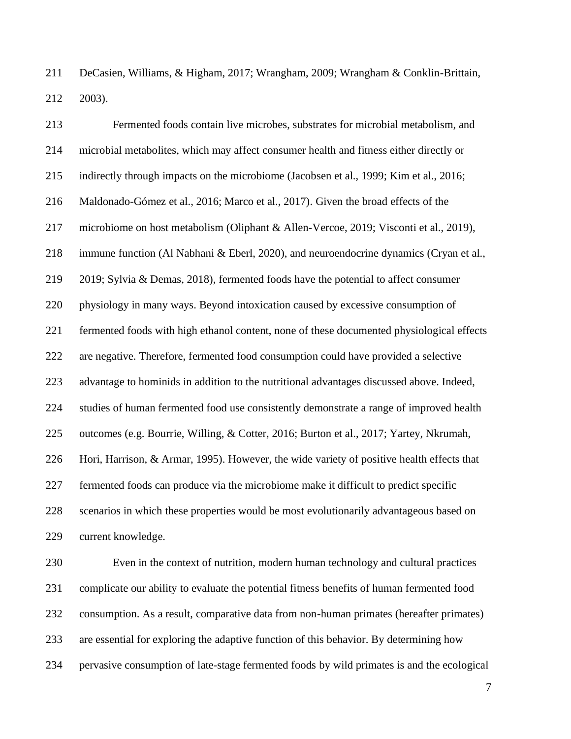DeCasien, Williams, & Higham, 2017; Wrangham, 2009; Wrangham & Conklin-Brittain, 2003).

Fermented foods contain live microbes, substrates for microbial metabolism, and microbial metabolites, which may affect consumer health and fitness either directly or indirectly through impacts on the microbiome (Jacobsen et al., 1999; Kim et al., 2016; Maldonado-Gómez et al., 2016; Marco et al., 2017). Given the broad effects of the microbiome on host metabolism (Oliphant & Allen-Vercoe, 2019; Visconti et al., 2019), immune function (Al Nabhani & Eberl, 2020), and neuroendocrine dynamics (Cryan et al., 2019; Sylvia & Demas, 2018), fermented foods have the potential to affect consumer physiology in many ways. Beyond intoxication caused by excessive consumption of fermented foods with high ethanol content, none of these documented physiological effects are negative. Therefore, fermented food consumption could have provided a selective advantage to hominids in addition to the nutritional advantages discussed above. Indeed, studies of human fermented food use consistently demonstrate a range of improved health outcomes (e.g. Bourrie, Willing, & Cotter, 2016; Burton et al., 2017; Yartey, Nkrumah, Hori, Harrison, & Armar, 1995). However, the wide variety of positive health effects that fermented foods can produce via the microbiome make it difficult to predict specific scenarios in which these properties would be most evolutionarily advantageous based on current knowledge.

Even in the context of nutrition, modern human technology and cultural practices complicate our ability to evaluate the potential fitness benefits of human fermented food consumption. As a result, comparative data from non-human primates (hereafter primates) are essential for exploring the adaptive function of this behavior. By determining how pervasive consumption of late-stage fermented foods by wild primates is and the ecological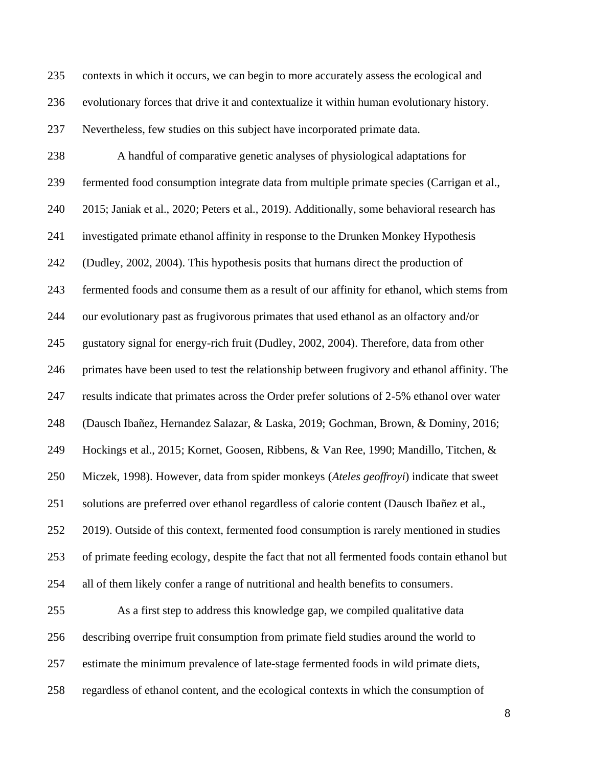contexts in which it occurs, we can begin to more accurately assess the ecological and evolutionary forces that drive it and contextualize it within human evolutionary history. Nevertheless, few studies on this subject have incorporated primate data.

A handful of comparative genetic analyses of physiological adaptations for fermented food consumption integrate data from multiple primate species (Carrigan et al., 2015; Janiak et al., 2020; Peters et al., 2019). Additionally, some behavioral research has investigated primate ethanol affinity in response to the Drunken Monkey Hypothesis (Dudley, 2002, 2004). This hypothesis posits that humans direct the production of fermented foods and consume them as a result of our affinity for ethanol, which stems from our evolutionary past as frugivorous primates that used ethanol as an olfactory and/or gustatory signal for energy-rich fruit (Dudley, 2002, 2004). Therefore, data from other primates have been used to test the relationship between frugivory and ethanol affinity. The results indicate that primates across the Order prefer solutions of 2-5% ethanol over water (Dausch Ibañez, Hernandez Salazar, & Laska, 2019; Gochman, Brown, & Dominy, 2016; Hockings et al., 2015; Kornet, Goosen, Ribbens, & Van Ree, 1990; Mandillo, Titchen, & Miczek, 1998). However, data from spider monkeys (*Ateles geoffroyi*) indicate that sweet solutions are preferred over ethanol regardless of calorie content (Dausch Ibañez et al., 2019). Outside of this context, fermented food consumption is rarely mentioned in studies of primate feeding ecology, despite the fact that not all fermented foods contain ethanol but all of them likely confer a range of nutritional and health benefits to consumers.

As a first step to address this knowledge gap, we compiled qualitative data describing overripe fruit consumption from primate field studies around the world to estimate the minimum prevalence of late-stage fermented foods in wild primate diets, regardless of ethanol content, and the ecological contexts in which the consumption of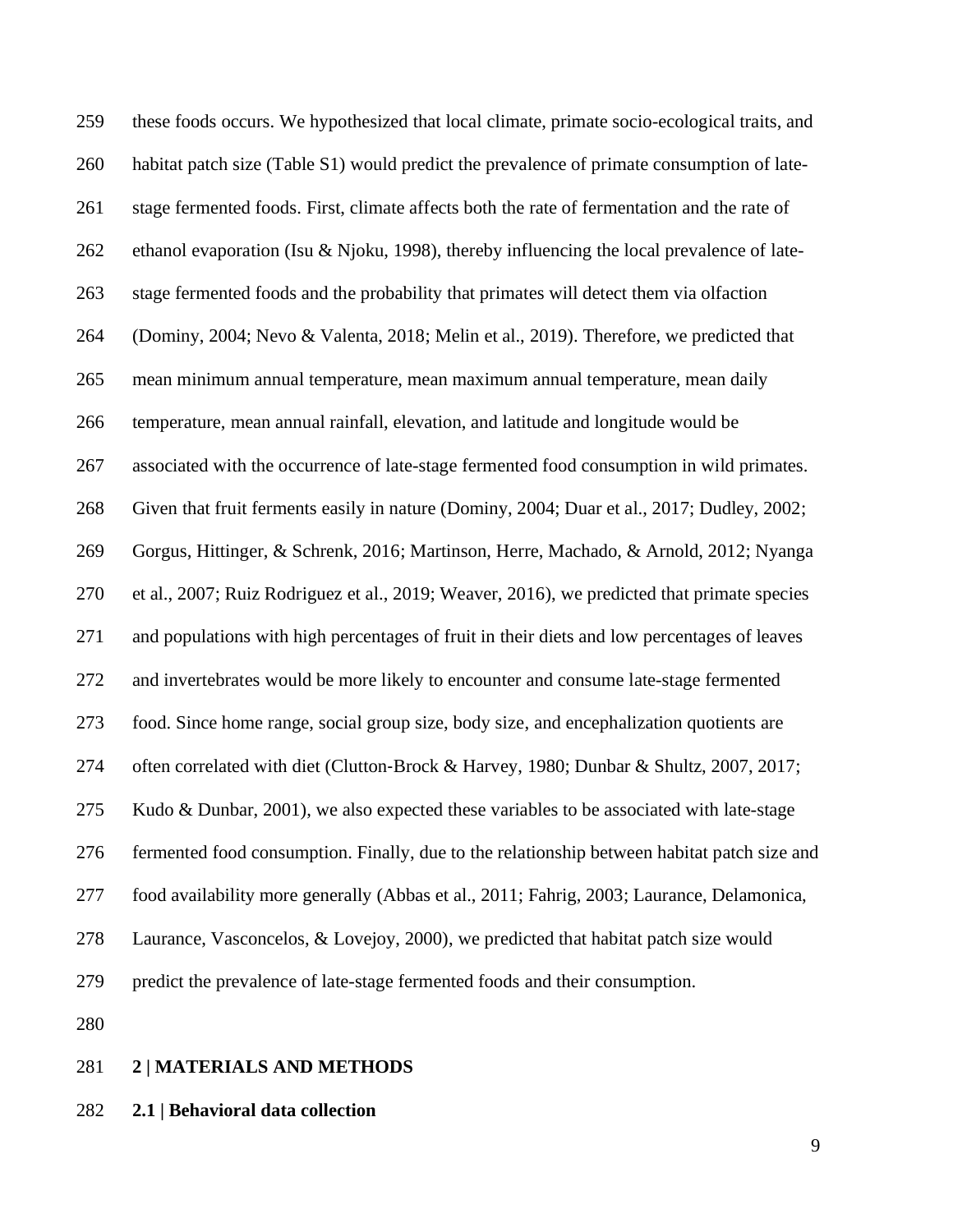these foods occurs. We hypothesized that local climate, primate socio-ecological traits, and habitat patch size (Table S1) would predict the prevalence of primate consumption of late-stage fermented foods. First, climate affects both the rate of fermentation and the rate of ethanol evaporation (Isu & Njoku, 1998), thereby influencing the local prevalence of late-stage fermented foods and the probability that primates will detect them via olfaction (Dominy, 2004; Nevo & Valenta, 2018; Melin et al., 2019). Therefore, we predicted that mean minimum annual temperature, mean maximum annual temperature, mean daily temperature, mean annual rainfall, elevation, and latitude and longitude would be associated with the occurrence of late-stage fermented food consumption in wild primates. Given that fruit ferments easily in nature (Dominy, 2004; Duar et al., 2017; Dudley, 2002; Gorgus, Hittinger, & Schrenk, 2016; Martinson, Herre, Machado, & Arnold, 2012; Nyanga et al., 2007; Ruiz Rodriguez et al., 2019; Weaver, 2016), we predicted that primate species and populations with high percentages of fruit in their diets and low percentages of leaves and invertebrates would be more likely to encounter and consume late-stage fermented food. Since home range, social group size, body size, and encephalization quotients are often correlated with diet (Clutton-Brock & Harvey, 1980; Dunbar & Shultz, 2007, 2017; Kudo & Dunbar, 2001), we also expected these variables to be associated with late-stage fermented food consumption. Finally, due to the relationship between habitat patch size and food availability more generally (Abbas et al., 2011; Fahrig, 2003; Laurance, Delamonica, Laurance, Vasconcelos, & Lovejoy, 2000), we predicted that habitat patch size would predict the prevalence of late-stage fermented foods and their consumption.

## 2 | MATERIALS AND METHODS

### 2.1 | Behavioral data collection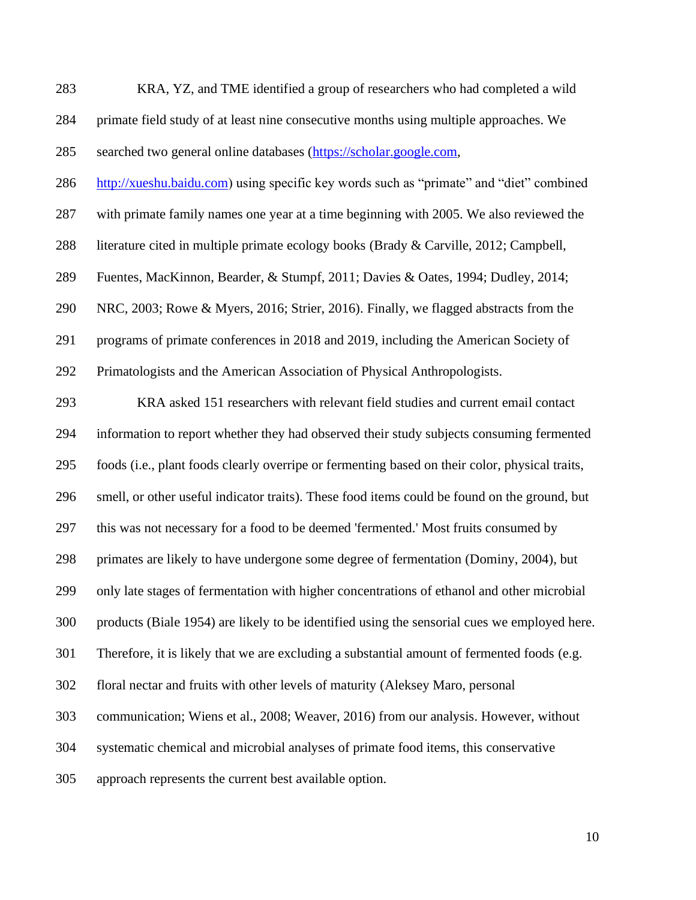KRA, YZ, and TME identified a group of researchers who had completed a wild primate field study of at least nine consecutive months using multiple approaches. We searched two general online databases (https://scholar.google.com, http://xueshu.baidu.com) using specific key words such as "primate" and "diet" combined with primate family names one year at a time beginning with 2005. We also reviewed the literature cited in multiple primate ecology books (Brady & Carville, 2012; Campbell, Fuentes, MacKinnon, Bearder, & Stumpf, 2011; Davies & Oates, 1994; Dudley, 2014; NRC, 2003; Rowe & Myers, 2016; Strier, 2016). Finally, we flagged abstracts from the programs of primate conferences in 2018 and 2019, including the American Society of Primatologists and the American Association of Physical Anthropologists.

KRA asked 151 researchers with relevant field studies and current email contact information to report whether they had observed their study subjects consuming fermented foods (i.e., plant foods clearly overripe or fermenting based on their color, physical traits, smell, or other useful indicator traits). These food items could be found on the ground, but this was not necessary for a food to be deemed 'fermented.' Most fruits consumed by primates are likely to have undergone some degree of fermentation (Dominy, 2004), but only late stages of fermentation with higher concentrations of ethanol and other microbial products (Biale 1954) are likely to be identified using the sensorial cues we employed here. Therefore, it is likely that we are excluding a substantial amount of fermented foods (e.g. floral nectar and fruits with other levels of maturity (Aleksey Maro, personal communication; Wiens et al., 2008; Weaver, 2016) from our analysis. However, without systematic chemical and microbial analyses of primate food items, this conservative approach represents the current best available option.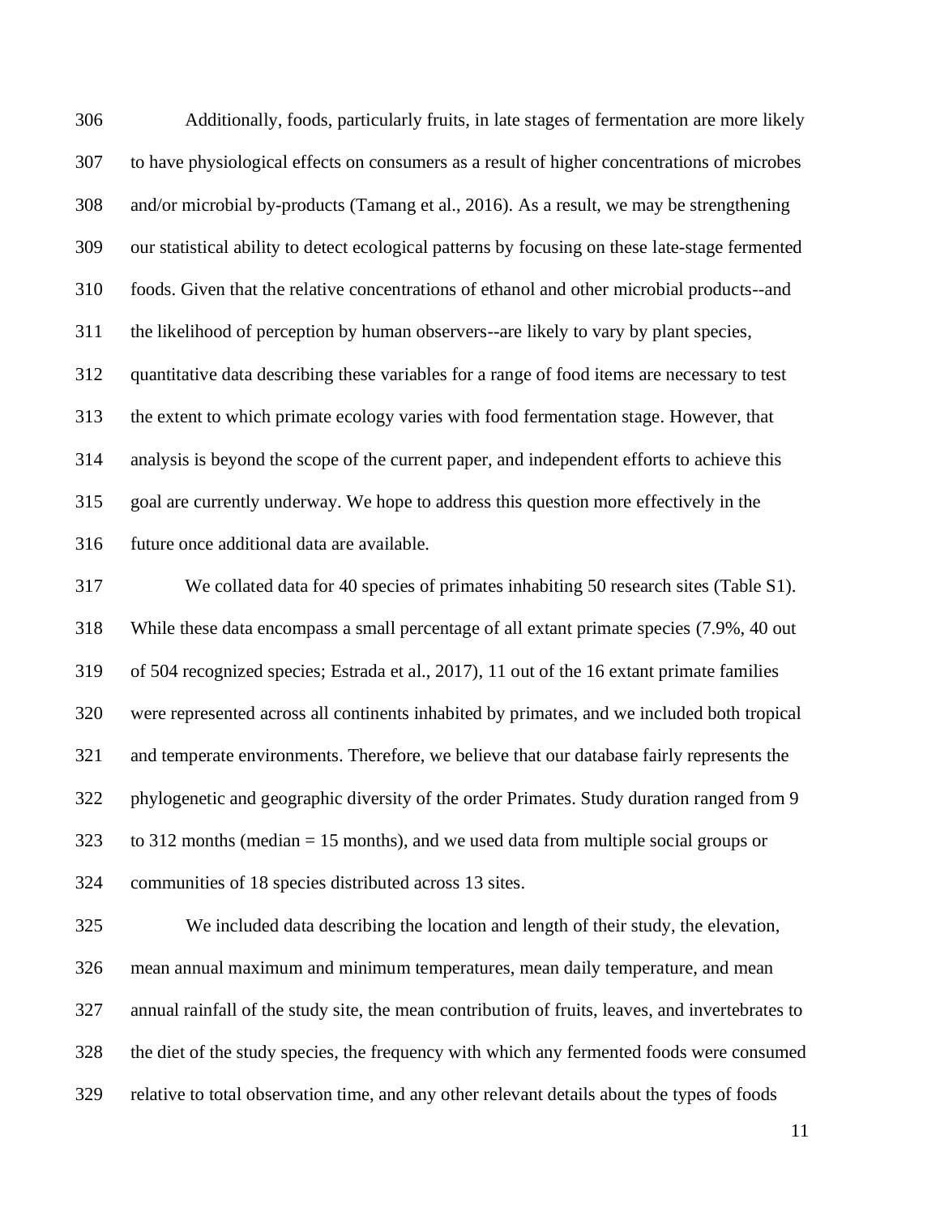Additionally, foods, particularly fruits, in late stages of fermentation are more likely to have physiological effects on consumers as a result of higher concentrations of microbes and/or microbial by-products (Tamang et al., 2016). As a result, we may be strengthening our statistical ability to detect ecological patterns by focusing on these late-stage fermented foods. Given that the relative concentrations of ethanol and other microbial products--and the likelihood of perception by human observers--are likely to vary by plant species, quantitative data describing these variables for a range of food items are necessary to test the extent to which primate ecology varies with food fermentation stage. However, that analysis is beyond the scope of the current paper, and independent efforts to achieve this goal are currently underway. We hope to address this question more effectively in the future once additional data are available.

We collated data for 40 species of primates inhabiting 50 research sites (Table S1). While these data encompass a small percentage of all extant primate species (7.9%, 40 out of 504 recognized species; Estrada et al., 2017), 11 out of the 16 extant primate families were represented across all continents inhabited by primates, and we included both tropical and temperate environments. Therefore, we believe that our database fairly represents the phylogenetic and geographic diversity of the order Primates. Study duration ranged from 9 to 312 months (median = 15 months), and we used data from multiple social groups or communities of 18 species distributed across 13 sites.

We included data describing the location and length of their study, the elevation, mean annual maximum and minimum temperatures, mean daily temperature, and mean annual rainfall of the study site, the mean contribution of fruits, leaves, and invertebrates to the diet of the study species, the frequency with which any fermented foods were consumed relative to total observation time, and any other relevant details about the types of foods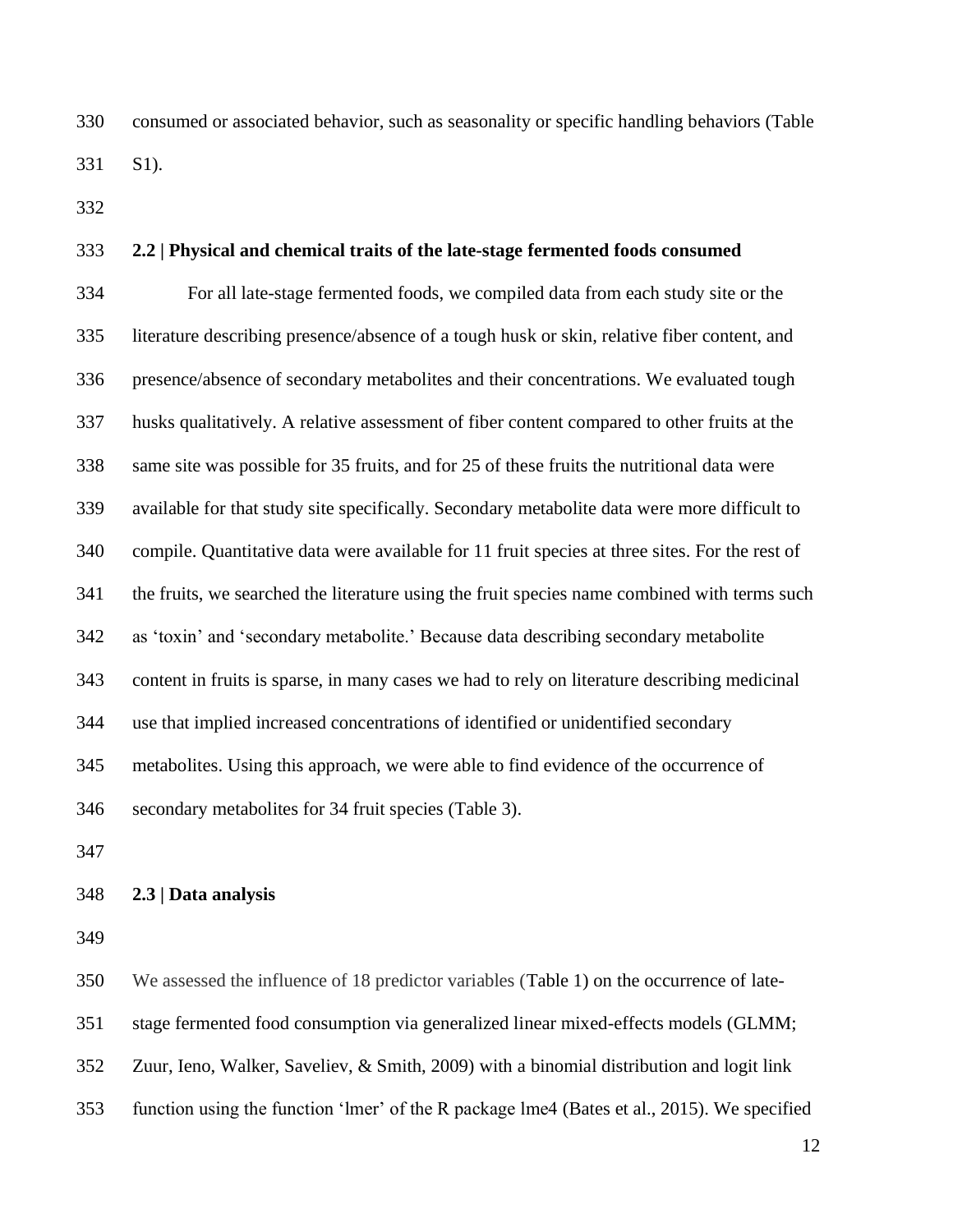consumed or associated behavior, such as seasonality or specific handling behaviors (Table S1).

### 2.2 | Physical and chemical traits of the late-stage fermented foods consumed

For all late-stage fermented foods, we compiled data from each study site or the literature describing presence/absence of a tough husk or skin, relative fiber content, and presence/absence of secondary metabolites and their concentrations. We evaluated tough husks qualitatively. A relative assessment of fiber content compared to other fruits at the same site was possible for 35 fruits, and for 25 of these fruits the nutritional data were available for that study site specifically. Secondary metabolite data were more difficult to compile. Quantitative data were available for 11 fruit species at three sites. For the rest of the fruits, we searched the literature using the fruit species name combined with terms such as 'toxin' and 'secondary metabolite.' Because data describing secondary metabolite content in fruits is sparse, in many cases we had to rely on literature describing medicinal use that implied increased concentrations of identified or unidentified secondary metabolites. Using this approach, we were able to find evidence of the occurrence of secondary metabolites for 34 fruit species (Table 3).

### 2.3 | Data analysis

We assessed the influence of 18 predictor variables (Table 1) on the occurrence of late-stage fermented food consumption via generalized linear mixed-effects models (GLMM; Zuur, Ieno, Walker, Saveliev, & Smith, 2009) with a binomial distribution and logit link function using the function 'lmer' of the R package lme4 (Bates et al., 2015). We specified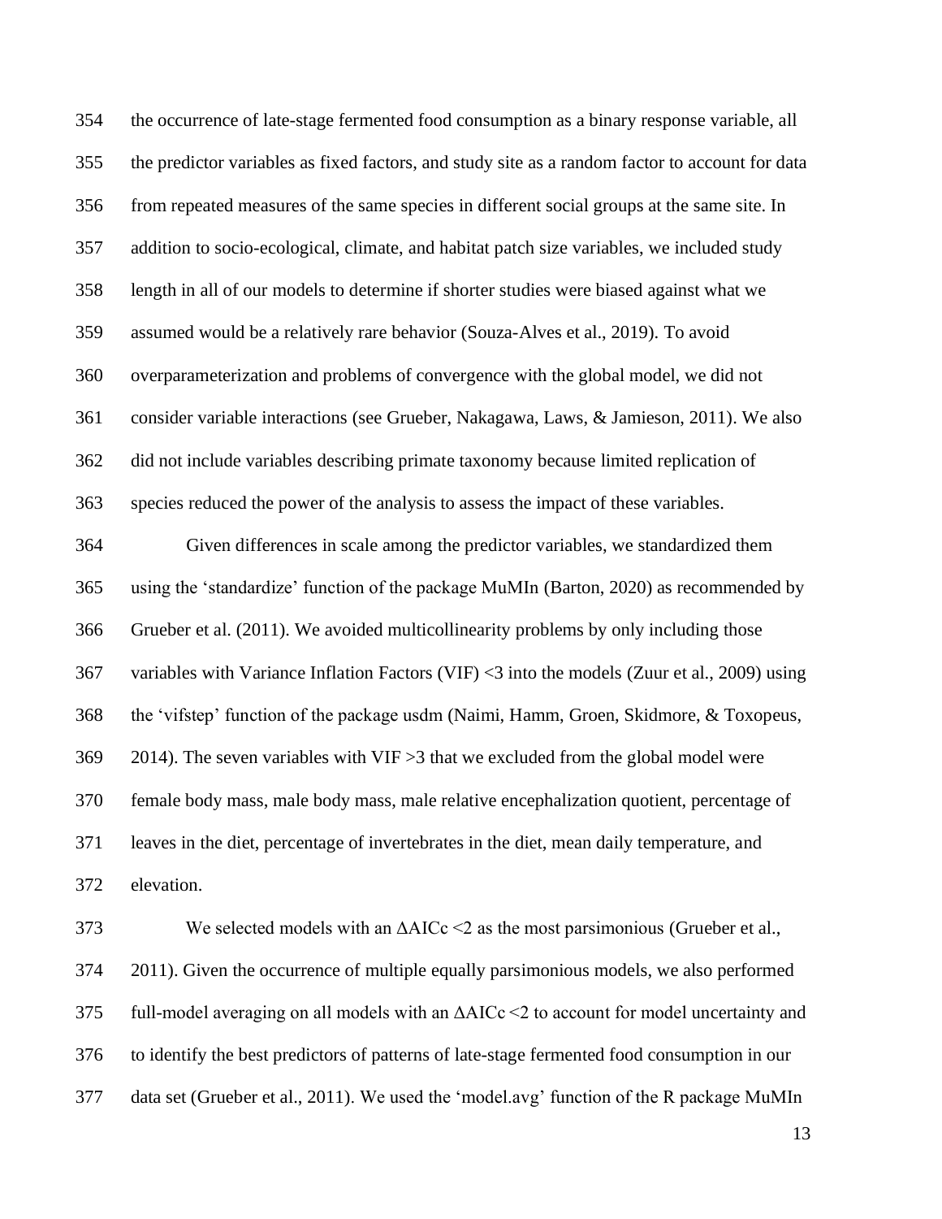the occurrence of late-stage fermented food consumption as a binary response variable, all the predictor variables as fixed factors, and study site as a random factor to account for data from repeated measures of the same species in different social groups at the same site. In addition to socio-ecological, climate, and habitat patch size variables, we included study length in all of our models to determine if shorter studies were biased against what we assumed would be a relatively rare behavior (Souza-Alves et al., 2019). To avoid overparameterization and problems of convergence with the global model, we did not consider variable interactions (see Grueber, Nakagawa, Laws, & Jamieson, 2011). We also did not include variables describing primate taxonomy because limited replication of species reduced the power of the analysis to assess the impact of these variables.

Given differences in scale among the predictor variables, we standardized them using the 'standardize' function of the package MuMIn (Barton, 2020) as recommended by Grueber et al. (2011). We avoided multicollinearity problems by only including those variables with Variance Inflation Factors (VIF) <3 into the models (Zuur et al., 2009) using the 'vifstep' function of the package usdm (Naimi, Hamm, Groen, Skidmore, & Toxopeus, 2014). The seven variables with VIF >3 that we excluded from the global model were female body mass, male body mass, male relative encephalization quotient, percentage of leaves in the diet, percentage of invertebrates in the diet, mean daily temperature, and elevation.

We selected models with an $\Delta$AICc <2 as the most parsimonious (Grueber et al., 2011). Given the occurrence of multiple equally parsimonious models, we also performed full-model averaging on all models with an $\Delta$AICc <2 to account for model uncertainty and to identify the best predictors of patterns of late-stage fermented food consumption in our data set (Grueber et al., 2011). We used the 'model.avg' function of the R package MuMIn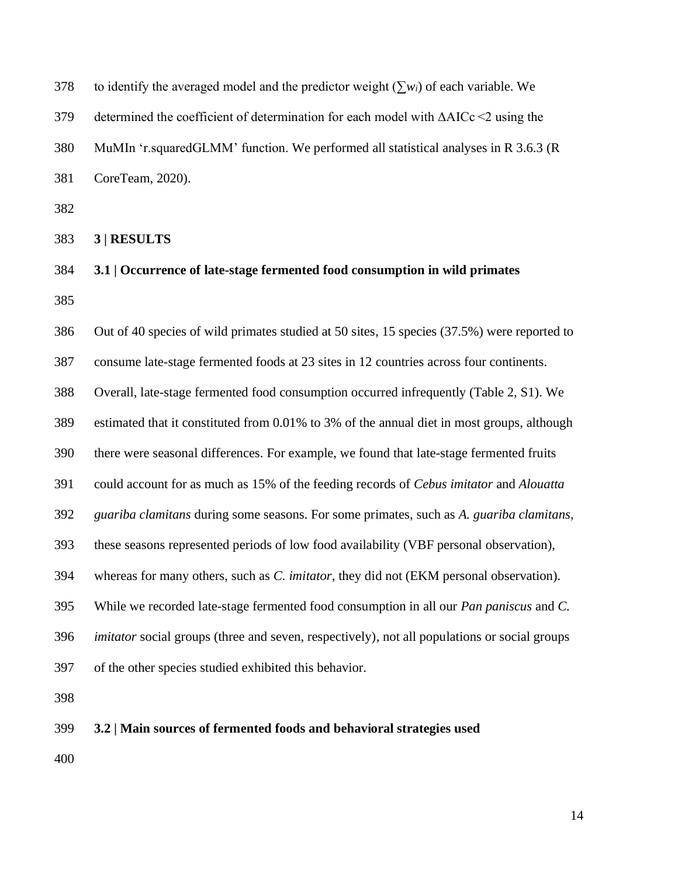to identify the averaged model and the predictor weight ($\sum w_i$) of each variable. We determined the coefficient of determination for each model with ΔAICc <2 using the MuMIn 'r.squaredGLMM' function. We performed all statistical analyses in R 3.6.3 (R CoreTeam, 2020).

## 3 | RESULTS

### 3.1 | Occurrence of late-stage fermented food consumption in wild primates

Out of 40 species of wild primates studied at 50 sites, 15 species (37.5%) were reported to consume late-stage fermented foods at 23 sites in 12 countries across four continents. Overall, late-stage fermented food consumption occurred infrequently (Table 2, S1). We estimated that it constituted from 0.01% to 3% of the annual diet in most groups, although there were seasonal differences. For example, we found that late-stage fermented fruits could account for as much as 15% of the feeding records of *Cebus imitator* and *Alouatta guariba clamitans* during some seasons. For some primates, such as *A. guariba clamitans*, these seasons represented periods of low food availability (VBF personal observation), whereas for many others, such as *C. imitator*, they did not (EKM personal observation). While we recorded late-stage fermented food consumption in all our *Pan paniscus* and *C. imitator* social groups (three and seven, respectively), not all populations or social groups of the other species studied exhibited this behavior.

### 3.2 | Main sources of fermented foods and behavioral strategies used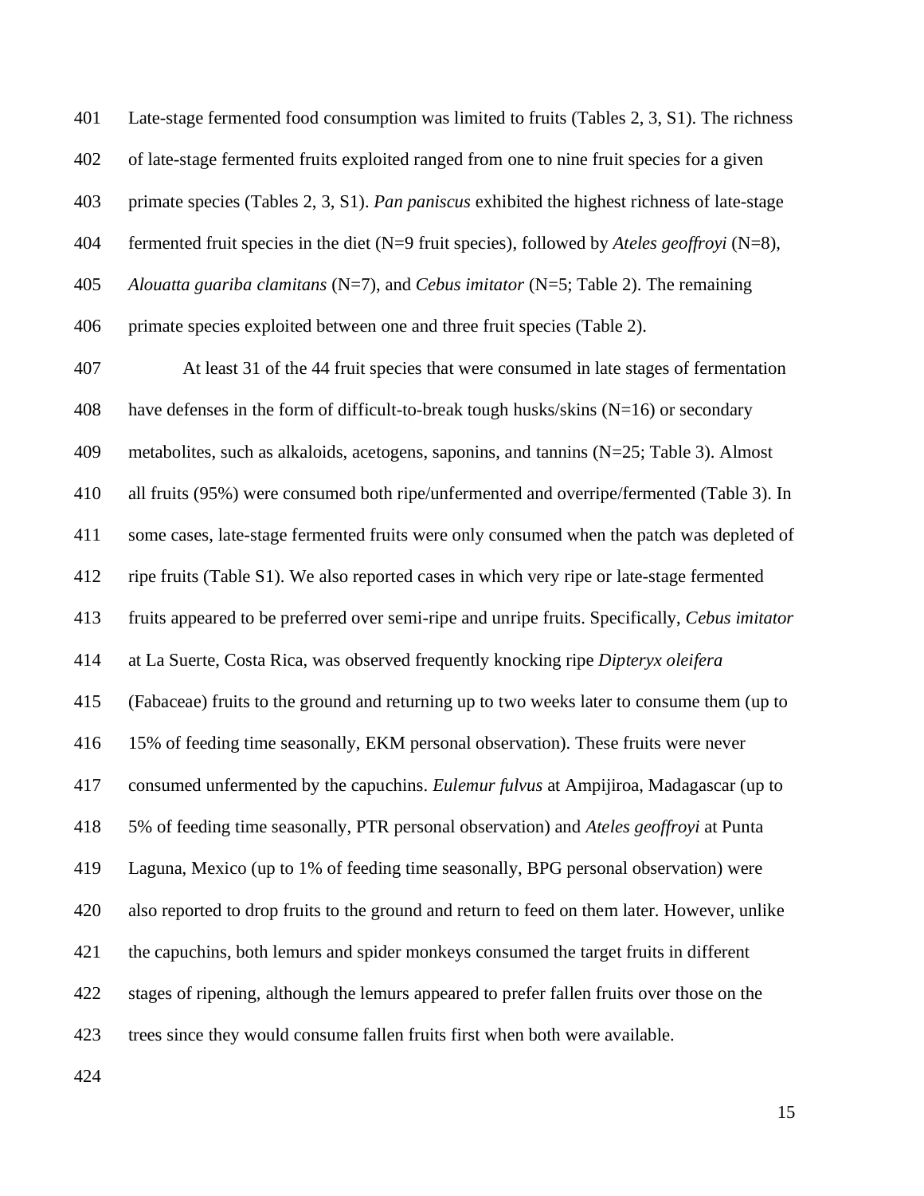Late-stage fermented food consumption was limited to fruits (Tables 2, 3, S1). The richness of late-stage fermented fruits exploited ranged from one to nine fruit species for a given primate species (Tables 2, 3, S1). *Pan paniscus* exhibited the highest richness of late-stage fermented fruit species in the diet (N=9 fruit species), followed by *Ateles geoffroyi* (N=8), *Alouatta guariba clamitans* (N=7), and *Cebus imitator* (N=5; Table 2). The remaining primate species exploited between one and three fruit species (Table 2).

At least 31 of the 44 fruit species that were consumed in late stages of fermentation have defenses in the form of difficult-to-break tough husks/skins (N=16) or secondary metabolites, such as alkaloids, acetogens, saponins, and tannins (N=25; Table 3). Almost all fruits (95%) were consumed both ripe/unfermented and overripe/fermented (Table 3). In some cases, late-stage fermented fruits were only consumed when the patch was depleted of ripe fruits (Table S1). We also reported cases in which very ripe or late-stage fermented fruits appeared to be preferred over semi-ripe and unripe fruits. Specifically, *Cebus imitator* at La Suerte, Costa Rica, was observed frequently knocking ripe *Dipteryx oleifera* (Fabaceae) fruits to the ground and returning up to two weeks later to consume them (up to 15% of feeding time seasonally, EKM personal observation). These fruits were never consumed unfermented by the capuchins. *Eulemur fulvus* at Ampijiroa, Madagascar (up to 5% of feeding time seasonally, PTR personal observation) and *Ateles geoffroyi* at Punta Laguna, Mexico (up to 1% of feeding time seasonally, BPG personal observation) were also reported to drop fruits to the ground and return to feed on them later. However, unlike the capuchins, both lemurs and spider monkeys consumed the target fruits in different stages of ripening, although the lemurs appeared to prefer fallen fruits over those on the trees since they would consume fallen fruits first when both were available.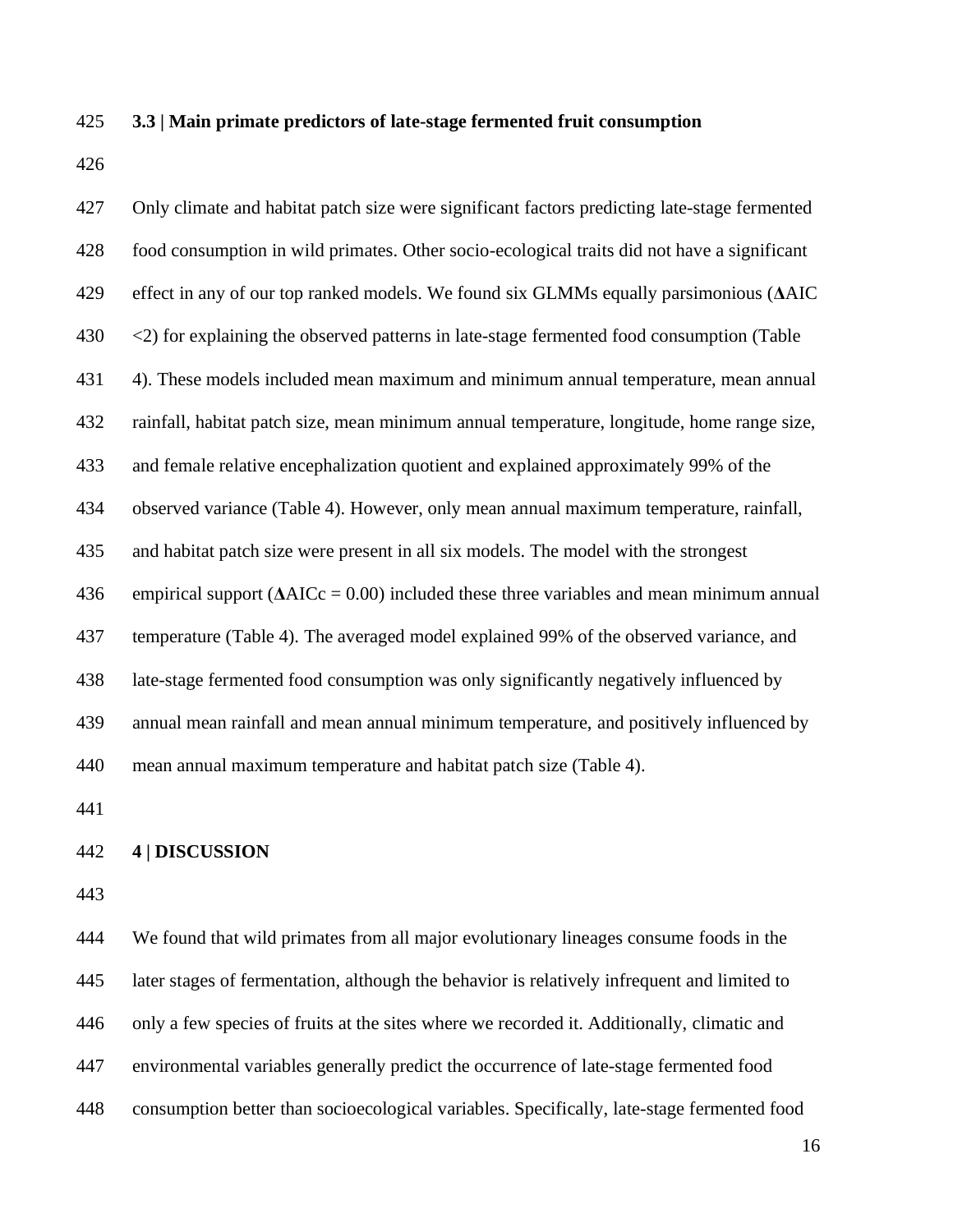### 3.3 | Main primate predictors of late-stage fermented fruit consumption

Only climate and habitat patch size were significant factors predicting late-stage fermented food consumption in wild primates. Other socio-ecological traits did not have a significant effect in any of our top ranked models. We found six GLMMs equally parsimonious (**Δ**AIC <2) for explaining the observed patterns in late-stage fermented food consumption (Table 4). These models included mean maximum and minimum annual temperature, mean annual rainfall, habitat patch size, mean minimum annual temperature, longitude, home range size, and female relative encephalization quotient and explained approximately 99% of the observed variance (Table 4). However, only mean annual maximum temperature, rainfall, and habitat patch size were present in all six models. The model with the strongest empirical support (**Δ**AICc = 0.00) included these three variables and mean minimum annual temperature (Table 4). The averaged model explained 99% of the observed variance, and late-stage fermented food consumption was only significantly negatively influenced by annual mean rainfall and mean annual minimum temperature, and positively influenced by mean annual maximum temperature and habitat patch size (Table 4).

## 4 | DISCUSSION

We found that wild primates from all major evolutionary lineages consume foods in the later stages of fermentation, although the behavior is relatively infrequent and limited to only a few species of fruits at the sites where we recorded it. Additionally, climatic and environmental variables generally predict the occurrence of late-stage fermented food consumption better than socioecological variables. Specifically, late-stage fermented food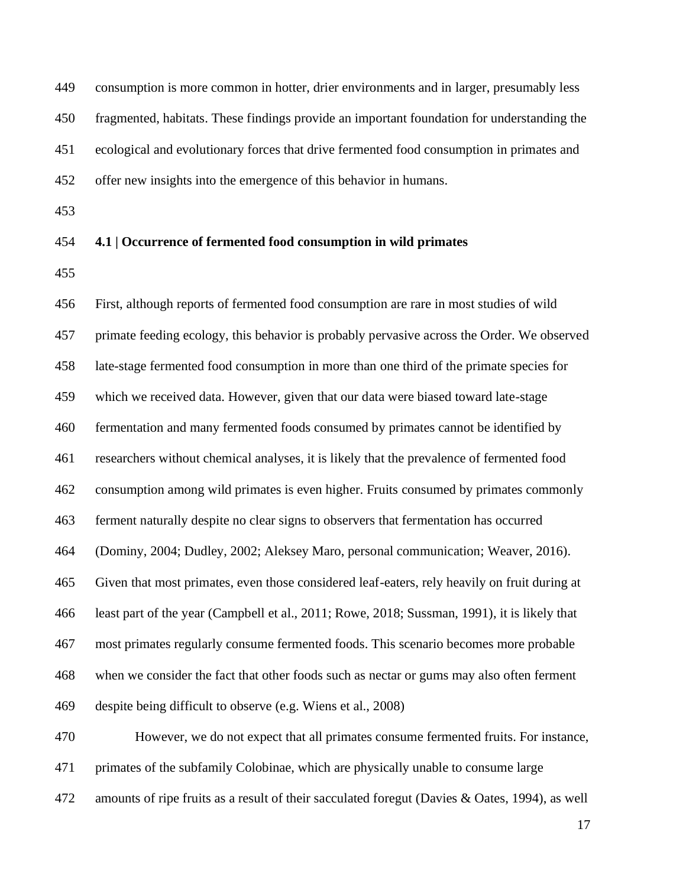consumption is more common in hotter, drier environments and in larger, presumably less fragmented, habitats. These findings provide an important foundation for understanding the ecological and evolutionary forces that drive fermented food consumption in primates and offer new insights into the emergence of this behavior in humans.

### 4.1 | Occurrence of fermented food consumption in wild primates

First, although reports of fermented food consumption are rare in most studies of wild primate feeding ecology, this behavior is probably pervasive across the Order. We observed late-stage fermented food consumption in more than one third of the primate species for which we received data. However, given that our data were biased toward late-stage fermentation and many fermented foods consumed by primates cannot be identified by researchers without chemical analyses, it is likely that the prevalence of fermented food consumption among wild primates is even higher. Fruits consumed by primates commonly ferment naturally despite no clear signs to observers that fermentation has occurred (Dominy, 2004; Dudley, 2002; Aleksey Maro, personal communication; Weaver, 2016). Given that most primates, even those considered leaf-eaters, rely heavily on fruit during at least part of the year (Campbell et al., 2011; Rowe, 2018; Sussman, 1991), it is likely that most primates regularly consume fermented foods. This scenario becomes more probable when we consider the fact that other foods such as nectar or gums may also often ferment despite being difficult to observe (e.g. Wiens et al., 2008)

However, we do not expect that all primates consume fermented fruits. For instance, primates of the subfamily Colobinae, which are physically unable to consume large amounts of ripe fruits as a result of their sacculated foregut (Davies & Oates, 1994), as well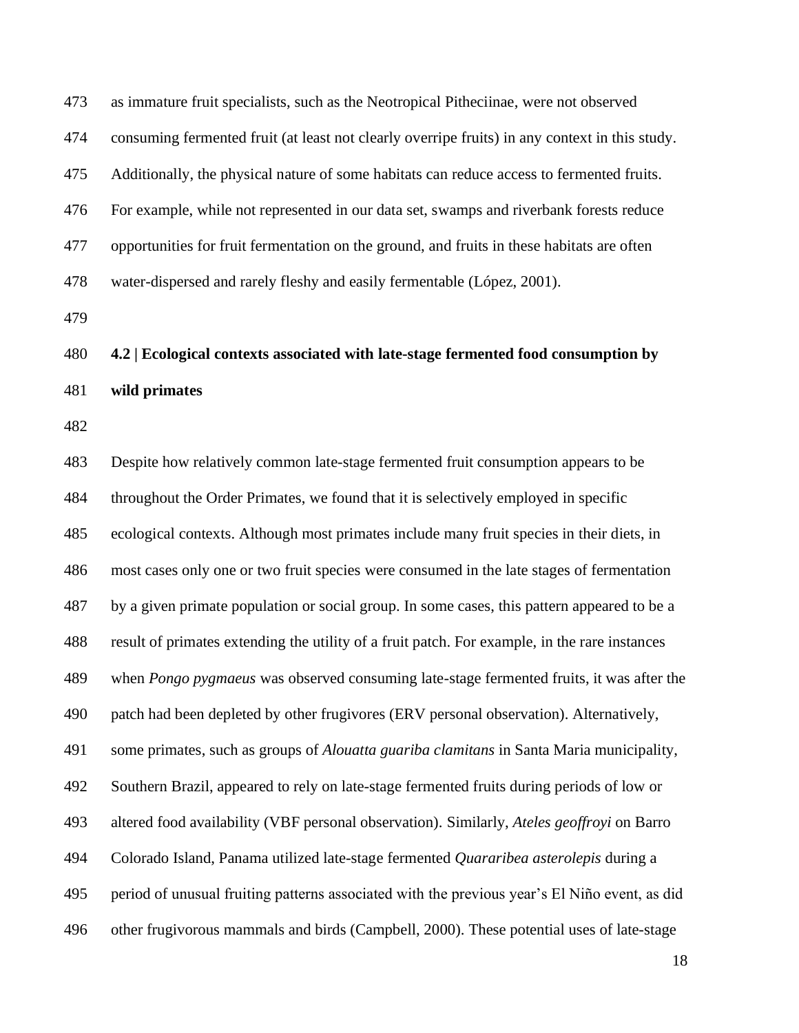as immature fruit specialists, such as the Neotropical Pitheciinae, were not observed consuming fermented fruit (at least not clearly overripe fruits) in any context in this study. Additionally, the physical nature of some habitats can reduce access to fermented fruits. For example, while not represented in our data set, swamps and riverbank forests reduce opportunities for fruit fermentation on the ground, and fruits in these habitats are often water-dispersed and rarely fleshy and easily fermentable (López, 2001).

## 4.2 | Ecological contexts associated with late-stage fermented food consumption by wild primates

Despite how relatively common late-stage fermented fruit consumption appears to be throughout the Order Primates, we found that it is selectively employed in specific ecological contexts. Although most primates include many fruit species in their diets, in most cases only one or two fruit species were consumed in the late stages of fermentation by a given primate population or social group. In some cases, this pattern appeared to be a result of primates extending the utility of a fruit patch. For example, in the rare instances when *Pongo pygmaeus* was observed consuming late-stage fermented fruits, it was after the patch had been depleted by other frugivores (ERV personal observation). Alternatively, some primates, such as groups of *Alouatta guariba clamitans* in Santa Maria municipality, Southern Brazil, appeared to rely on late-stage fermented fruits during periods of low or altered food availability (VBF personal observation). Similarly, *Ateles geoffroyi* on Barro Colorado Island, Panama utilized late-stage fermented *Quararibea asterolepis* during a period of unusual fruiting patterns associated with the previous year's El Niño event, as did other frugivorous mammals and birds (Campbell, 2000). These potential uses of late-stage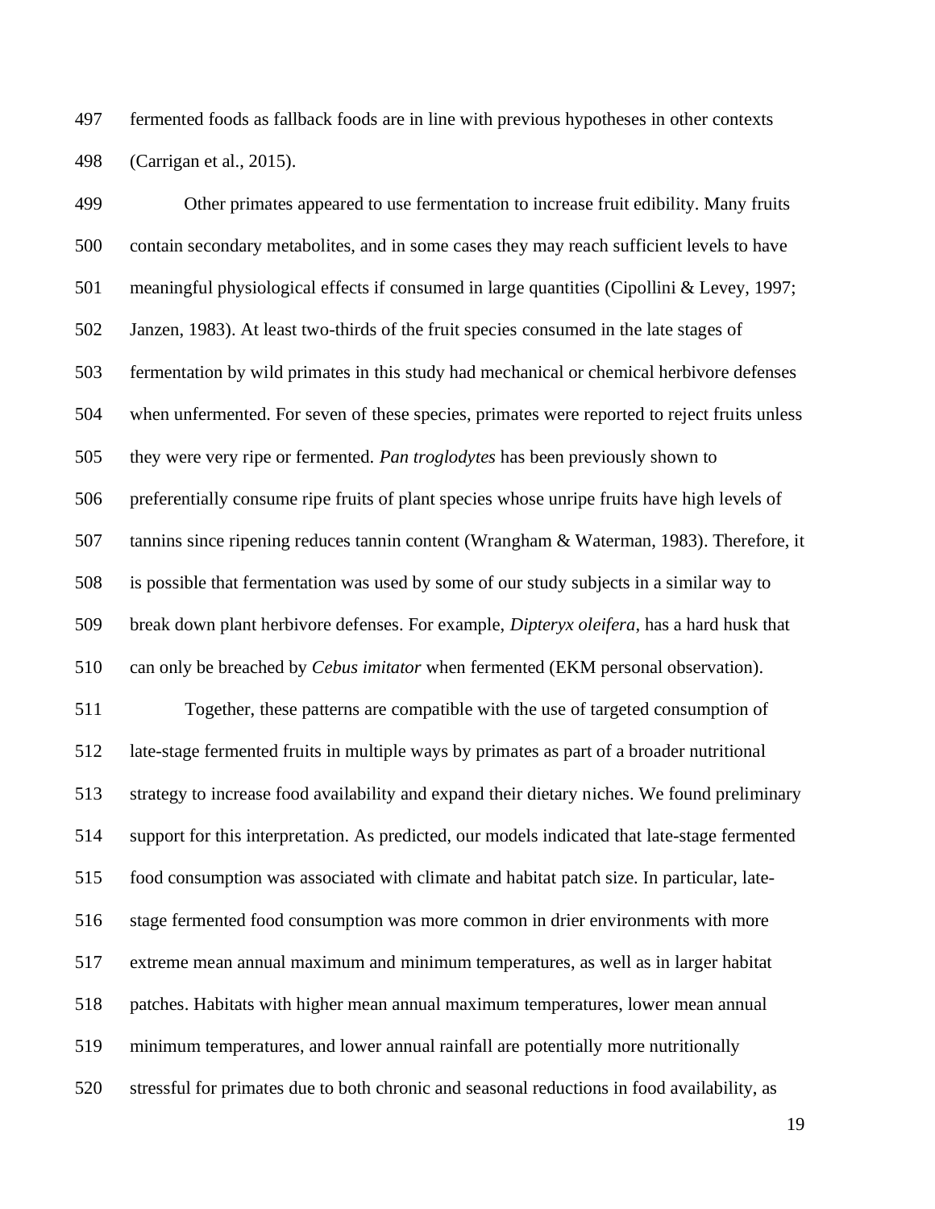fermented foods as fallback foods are in line with previous hypotheses in other contexts (Carrigan et al., 2015).

Other primates appeared to use fermentation to increase fruit edibility. Many fruits contain secondary metabolites, and in some cases they may reach sufficient levels to have meaningful physiological effects if consumed in large quantities (Cipollini & Levey, 1997; Janzen, 1983). At least two-thirds of the fruit species consumed in the late stages of fermentation by wild primates in this study had mechanical or chemical herbivore defenses when unfermented. For seven of these species, primates were reported to reject fruits unless they were very ripe or fermented. *Pan troglodytes* has been previously shown to preferentially consume ripe fruits of plant species whose unripe fruits have high levels of tannins since ripening reduces tannin content (Wrangham & Waterman, 1983). Therefore, it is possible that fermentation was used by some of our study subjects in a similar way to break down plant herbivore defenses. For example, *Dipteryx oleifera*, has a hard husk that can only be breached by *Cebus imitator* when fermented (EKM personal observation).

Together, these patterns are compatible with the use of targeted consumption of late-stage fermented fruits in multiple ways by primates as part of a broader nutritional strategy to increase food availability and expand their dietary niches. We found preliminary support for this interpretation. As predicted, our models indicated that late-stage fermented food consumption was associated with climate and habitat patch size. In particular, late-stage fermented food consumption was more common in drier environments with more extreme mean annual maximum and minimum temperatures, as well as in larger habitat patches. Habitats with higher mean annual maximum temperatures, lower mean annual minimum temperatures, and lower annual rainfall are potentially more nutritionally stressful for primates due to both chronic and seasonal reductions in food availability, as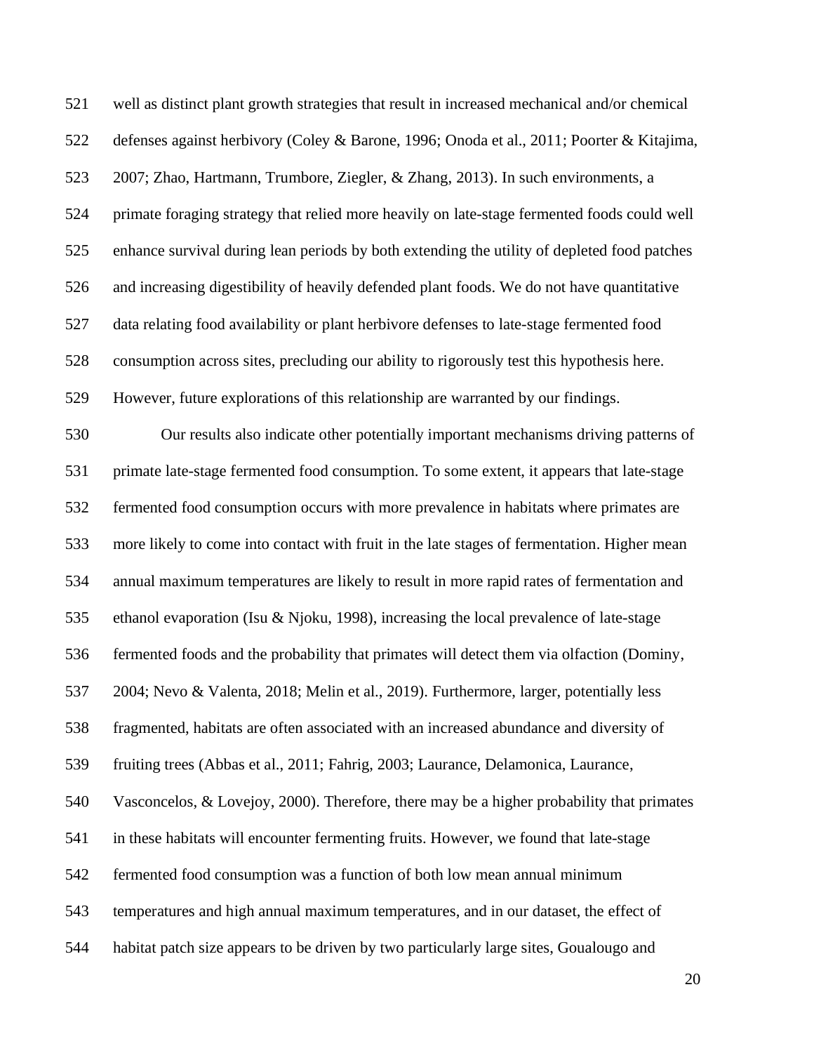well as distinct plant growth strategies that result in increased mechanical and/or chemical defenses against herbivory (Coley & Barone, 1996; Onoda et al., 2011; Poorter & Kitajima, 2007; Zhao, Hartmann, Trumbore, Ziegler, & Zhang, 2013). In such environments, a primate foraging strategy that relied more heavily on late-stage fermented foods could well enhance survival during lean periods by both extending the utility of depleted food patches and increasing digestibility of heavily defended plant foods. We do not have quantitative data relating food availability or plant herbivore defenses to late-stage fermented food consumption across sites, precluding our ability to rigorously test this hypothesis here. However, future explorations of this relationship are warranted by our findings.

Our results also indicate other potentially important mechanisms driving patterns of primate late-stage fermented food consumption. To some extent, it appears that late-stage fermented food consumption occurs with more prevalence in habitats where primates are more likely to come into contact with fruit in the late stages of fermentation. Higher mean annual maximum temperatures are likely to result in more rapid rates of fermentation and ethanol evaporation (Isu & Njoku, 1998), increasing the local prevalence of late-stage fermented foods and the probability that primates will detect them via olfaction (Dominy, 2004; Nevo & Valenta, 2018; Melin et al., 2019). Furthermore, larger, potentially less fragmented, habitats are often associated with an increased abundance and diversity of fruiting trees (Abbas et al., 2011; Fahrig, 2003; Laurance, Delamonica, Laurance, Vasconcelos, & Lovejoy, 2000). Therefore, there may be a higher probability that primates in these habitats will encounter fermenting fruits. However, we found that late-stage fermented food consumption was a function of both low mean annual minimum temperatures and high annual maximum temperatures, and in our dataset, the effect of habitat patch size appears to be driven by two particularly large sites, Goualougo and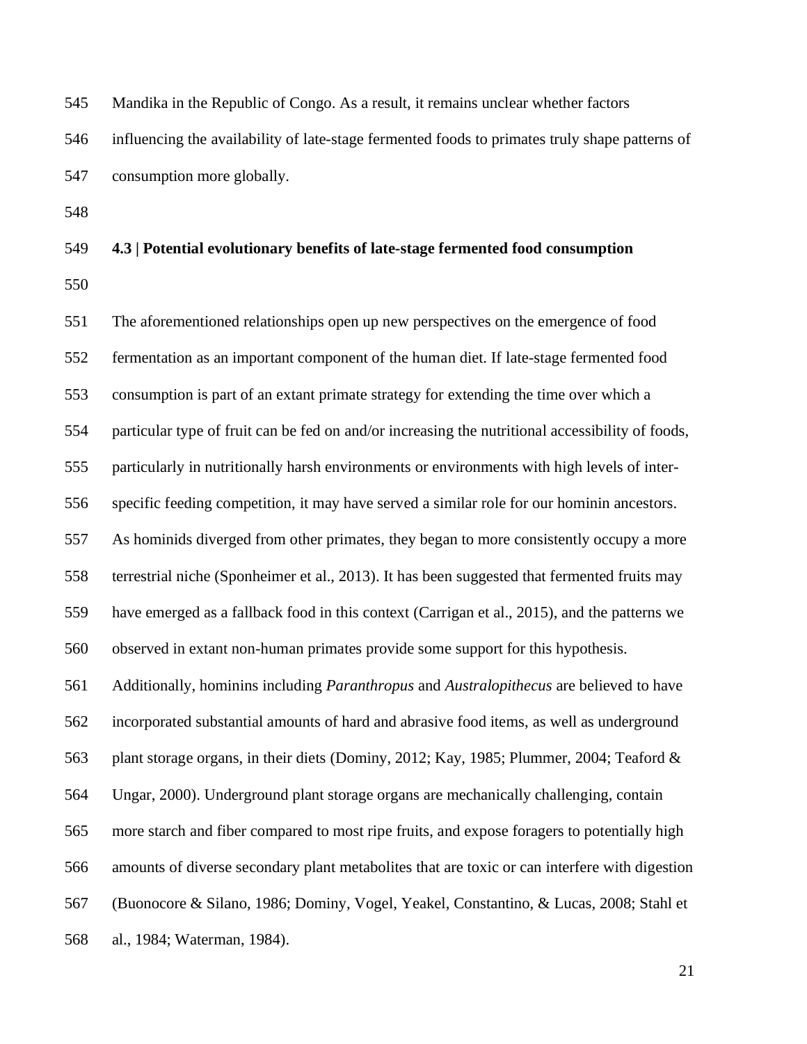Mandika in the Republic of Congo. As a result, it remains unclear whether factors influencing the availability of late-stage fermented foods to primates truly shape patterns of consumption more globally.

### 4.3 | Potential evolutionary benefits of late-stage fermented food consumption

The aforementioned relationships open up new perspectives on the emergence of food fermentation as an important component of the human diet. If late-stage fermented food consumption is part of an extant primate strategy for extending the time over which a particular type of fruit can be fed on and/or increasing the nutritional accessibility of foods, particularly in nutritionally harsh environments or environments with high levels of inter-specific feeding competition, it may have served a similar role for our hominin ancestors. As hominids diverged from other primates, they began to more consistently occupy a more terrestrial niche (Sponheimer et al., 2013). It has been suggested that fermented fruits may have emerged as a fallback food in this context (Carrigan et al., 2015), and the patterns we observed in extant non-human primates provide some support for this hypothesis. Additionally, hominins including *Paranthropus* and *Australopithecus* are believed to have incorporated substantial amounts of hard and abrasive food items, as well as underground plant storage organs, in their diets (Dominy, 2012; Kay, 1985; Plummer, 2004; Teaford & Ungar, 2000). Underground plant storage organs are mechanically challenging, contain more starch and fiber compared to most ripe fruits, and expose foragers to potentially high amounts of diverse secondary plant metabolites that are toxic or can interfere with digestion (Buonocore & Silano, 1986; Dominy, Vogel, Yeakel, Constantino, & Lucas, 2008; Stahl et al., 1984; Waterman, 1984).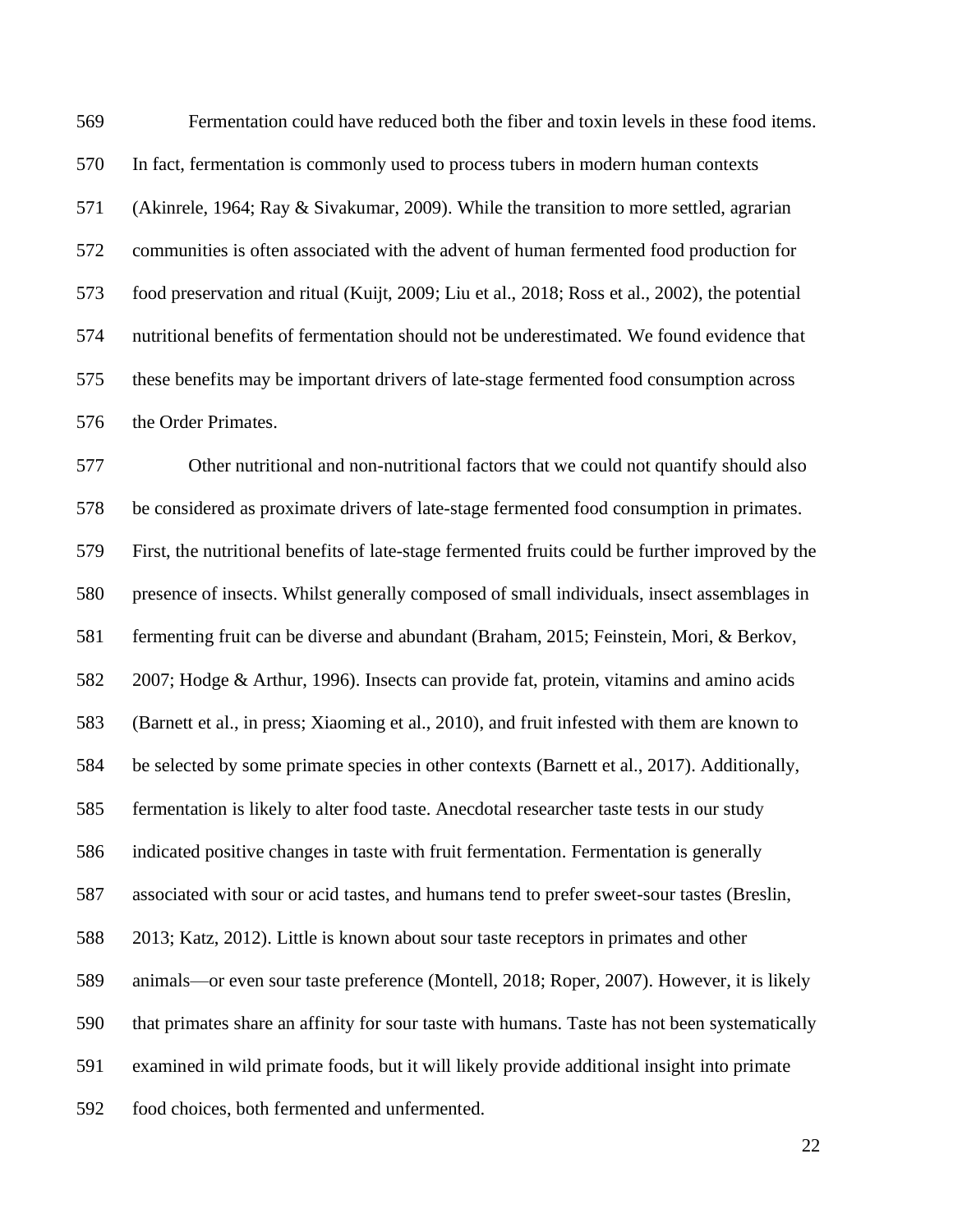Fermentation could have reduced both the fiber and toxin levels in these food items. In fact, fermentation is commonly used to process tubers in modern human contexts (Akinrele, 1964; Ray & Sivakumar, 2009). While the transition to more settled, agrarian communities is often associated with the advent of human fermented food production for food preservation and ritual (Kuijt, 2009; Liu et al., 2018; Ross et al., 2002), the potential nutritional benefits of fermentation should not be underestimated. We found evidence that these benefits may be important drivers of late-stage fermented food consumption across the Order Primates.

Other nutritional and non-nutritional factors that we could not quantify should also be considered as proximate drivers of late-stage fermented food consumption in primates. First, the nutritional benefits of late-stage fermented fruits could be further improved by the presence of insects. Whilst generally composed of small individuals, insect assemblages in fermenting fruit can be diverse and abundant (Braham, 2015; Feinstein, Mori, & Berkov, 2007; Hodge & Arthur, 1996). Insects can provide fat, protein, vitamins and amino acids (Barnett et al., in press; Xiaoming et al., 2010), and fruit infested with them are known to be selected by some primate species in other contexts (Barnett et al., 2017). Additionally, fermentation is likely to alter food taste. Anecdotal researcher taste tests in our study indicated positive changes in taste with fruit fermentation. Fermentation is generally associated with sour or acid tastes, and humans tend to prefer sweet-sour tastes (Breslin, 2013; Katz, 2012). Little is known about sour taste receptors in primates and other animals—or even sour taste preference (Montell, 2018; Roper, 2007). However, it is likely that primates share an affinity for sour taste with humans. Taste has not been systematically examined in wild primate foods, but it will likely provide additional insight into primate food choices, both fermented and unfermented.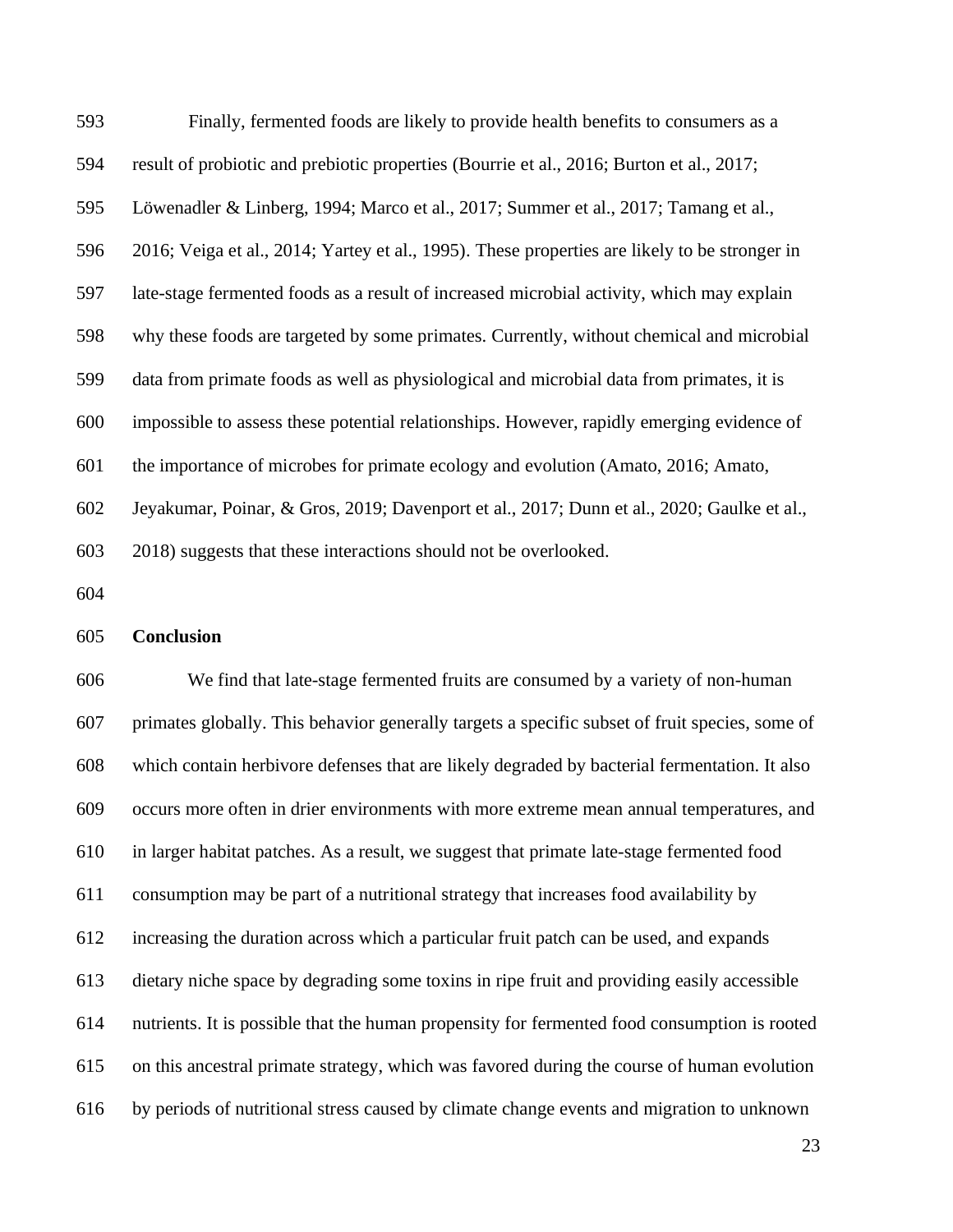Finally, fermented foods are likely to provide health benefits to consumers as a result of probiotic and prebiotic properties (Bourrie et al., 2016; Burton et al., 2017; Löwenadler & Linberg, 1994; Marco et al., 2017; Summer et al., 2017; Tamang et al., 2016; Veiga et al., 2014; Yartey et al., 1995). These properties are likely to be stronger in late-stage fermented foods as a result of increased microbial activity, which may explain why these foods are targeted by some primates. Currently, without chemical and microbial data from primate foods as well as physiological and microbial data from primates, it is impossible to assess these potential relationships. However, rapidly emerging evidence of the importance of microbes for primate ecology and evolution (Amato, 2016; Amato, Jeyakumar, Poinar, & Gros, 2019; Davenport et al., 2017; Dunn et al., 2020; Gaulke et al., 2018) suggests that these interactions should not be overlooked.

## Conclusion

We find that late-stage fermented fruits are consumed by a variety of non-human primates globally. This behavior generally targets a specific subset of fruit species, some of which contain herbivore defenses that are likely degraded by bacterial fermentation. It also occurs more often in drier environments with more extreme mean annual temperatures, and in larger habitat patches. As a result, we suggest that primate late-stage fermented food consumption may be part of a nutritional strategy that increases food availability by increasing the duration across which a particular fruit patch can be used, and expands dietary niche space by degrading some toxins in ripe fruit and providing easily accessible nutrients. It is possible that the human propensity for fermented food consumption is rooted on this ancestral primate strategy, which was favored during the course of human evolution by periods of nutritional stress caused by climate change events and migration to unknown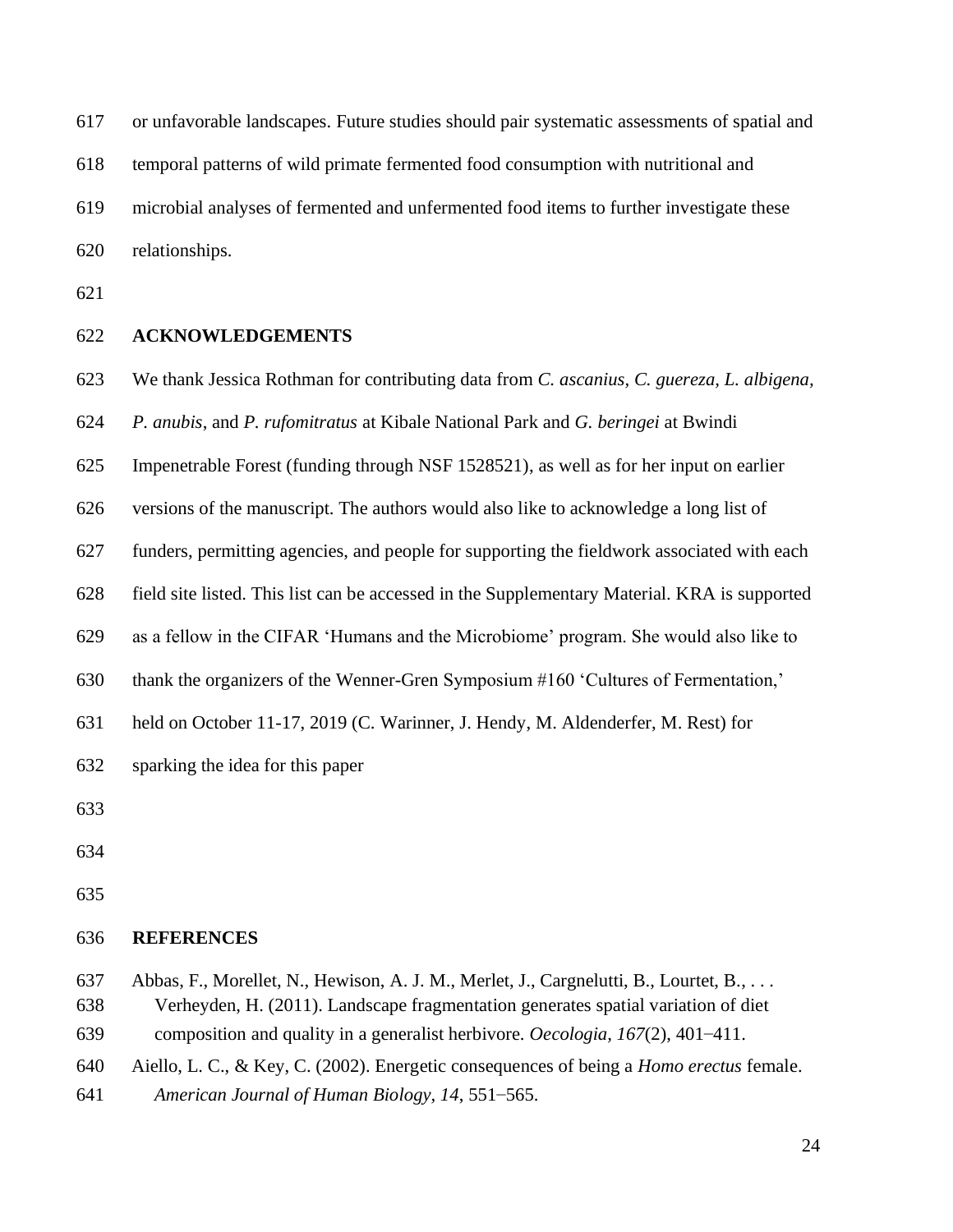or unfavorable landscapes. Future studies should pair systematic assessments of spatial and temporal patterns of wild primate fermented food consumption with nutritional and microbial analyses of fermented and unfermented food items to further investigate these relationships.

## ACKNOWLEDGEMENTS

We thank Jessica Rothman for contributing data from *C. ascanius*, *C. guereza*, *L. albigena*, *P. anubis*, and *P. rufomitratus* at Kibale National Park and *G. beringei* at Bwindi Impenetrable Forest (funding through NSF 1528521), as well as for her input on earlier versions of the manuscript. The authors would also like to acknowledge a long list of funders, permitting agencies, and people for supporting the fieldwork associated with each field site listed. This list can be accessed in the Supplementary Material. KRA is supported as a fellow in the CIFAR 'Humans and the Microbiome' program. She would also like to thank the organizers of the Wenner-Gren Symposium #160 'Cultures of Fermentation,' held on October 11-17, 2019 (C. Warinner, J. Hendy, M. Aldenderfer, M. Rest) for sparking the idea for this paper

## REFERENCES

Abbas, F., Morellet, N., Hewison, A. J. M., Merlet, J., Cargnelutti, B., Lourtet, B., . . . Verheyden, H. (2011). Landscape fragmentation generates spatial variation of diet composition and quality in a generalist herbivore. *Oecologia, 167*(2), 401–411.

Aiello, L. C., & Key, C. (2002). Energetic consequences of being a *Homo erectus* female. *American Journal of Human Biology, 14*, 551–565.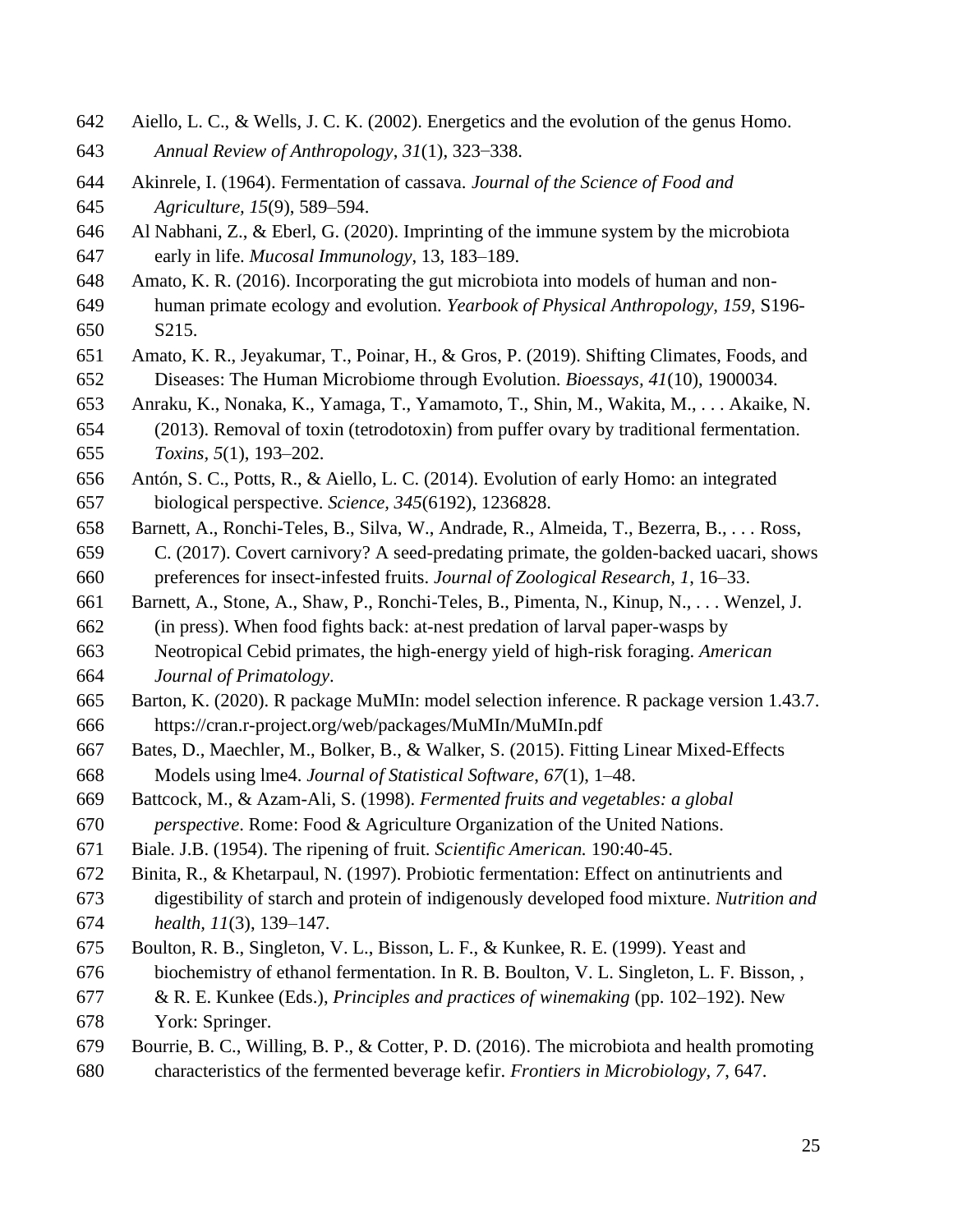Aiello, L. C., & Wells, J. C. K. (2002). Energetics and the evolution of the genus Homo. *Annual Review of Anthropology*, *31*(1), 323–338.

Akinrele, I. (1964). Fermentation of cassava. *Journal of the Science of Food and Agriculture*, *15*(9), 589–594.

Al Nabhani, Z., & Eberl, G. (2020). Imprinting of the immune system by the microbiota early in life. *Mucosal Immunology*, 13, 183–189.

Amato, K. R. (2016). Incorporating the gut microbiota into models of human and non-human primate ecology and evolution. *Yearbook of Physical Anthropology, 159*, S196-S215.

Amato, K. R., Jeyakumar, T., Poinar, H., & Gros, P. (2019). Shifting Climates, Foods, and Diseases: The Human Microbiome through Evolution. *Bioessays*, *41*(10), 1900034.

Anraku, K., Nonaka, K., Yamaga, T., Yamamoto, T., Shin, M., Wakita, M., . . . Akaike, N. (2013). Removal of toxin (tetrodotoxin) from puffer ovary by traditional fermentation. *Toxins*, *5*(1), 193–202.

Antón, S. C., Potts, R., & Aiello, L. C. (2014). Evolution of early Homo: an integrated biological perspective. *Science, 345*(6192), 1236828.

Barnett, A., Ronchi-Teles, B., Silva, W., Andrade, R., Almeida, T., Bezerra, B., . . . Ross, C. (2017). Covert carnivory? A seed-predating primate, the golden-backed uacari, shows preferences for insect-infested fruits. *Journal of Zoological Research, 1*, 16–33.

Barnett, A., Stone, A., Shaw, P., Ronchi-Teles, B., Pimenta, N., Kinup, N., . . . Wenzel, J. (in press). When food fights back: at-nest predation of larval paper-wasps by Neotropical Cebid primates, the high-energy yield of high-risk foraging. *American Journal of Primatology*.

Barton, K. (2020). R package MuMIn: model selection inference. R package version 1.43.7. https://cran.r-project.org/web/packages/MuMIn/MuMIn.pdf

Bates, D., Maechler, M., Bolker, B., & Walker, S. (2015). Fitting Linear Mixed-Effects Models using lme4. *Journal of Statistical Software*, *67*(1), 1–48.

Battcock, M., & Azam-Ali, S. (1998). *Fermented fruits and vegetables: a global perspective*. Rome: Food & Agriculture Organization of the United Nations.

Biale. J.B. (1954). The ripening of fruit. *Scientific American.* 190:40-45.

Binita, R., & Khetarpaul, N. (1997). Probiotic fermentation: Effect on antinutrients and digestibility of starch and protein of indigenously developed food mixture. *Nutrition and health*, *11*(3), 139–147.

Boulton, R. B., Singleton, V. L., Bisson, L. F., & Kunkee, R. E. (1999). Yeast and biochemistry of ethanol fermentation. In R. B. Boulton, V. L. Singleton, L. F. Bisson, , & R. E. Kunkee (Eds.), *Principles and practices of winemaking* (pp. 102–192). New York: Springer.

Bourrie, B. C., Willing, B. P., & Cotter, P. D. (2016). The microbiota and health promoting characteristics of the fermented beverage kefir. *Frontiers in Microbiology*, *7*, 647.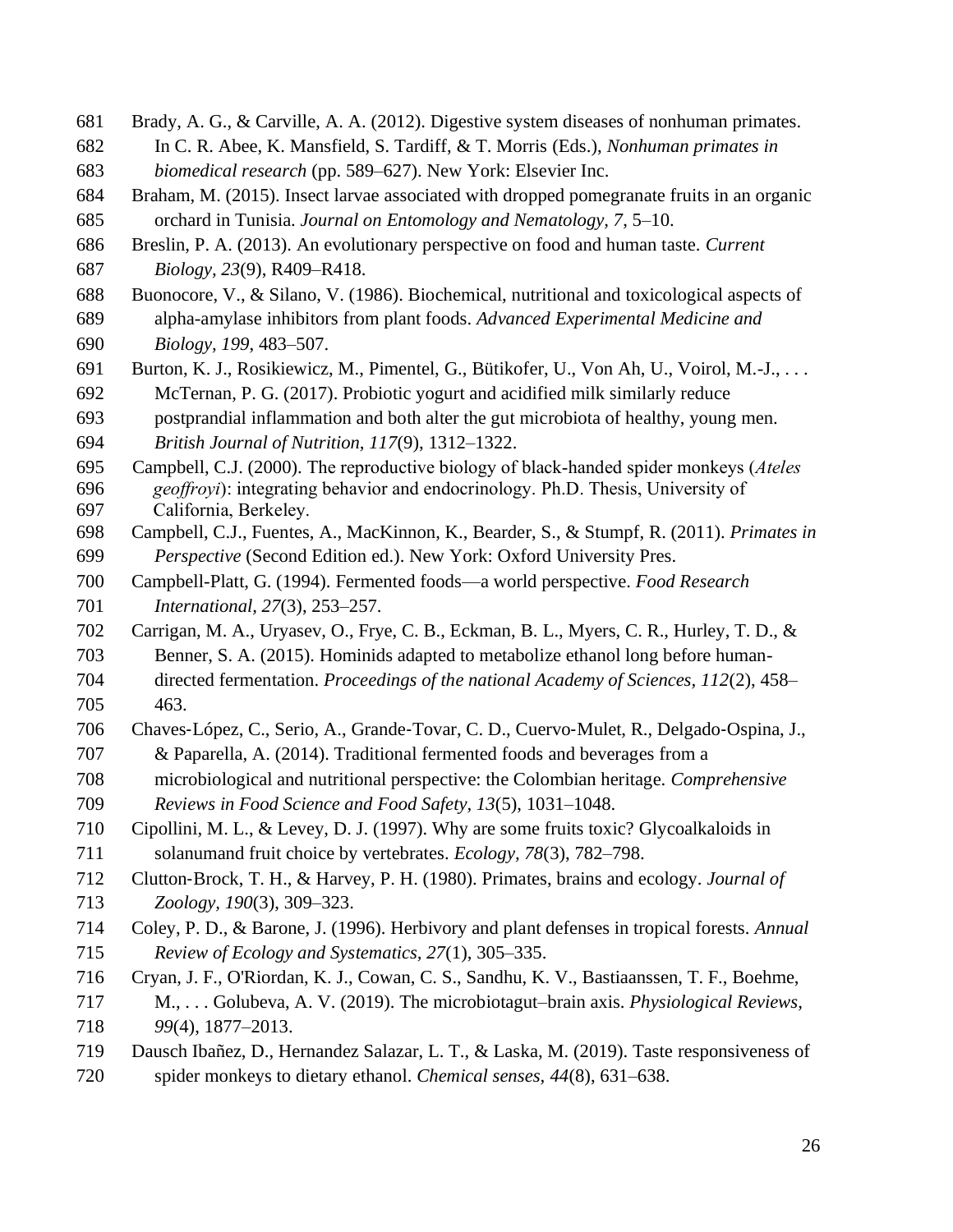Brady, A. G., & Carville, A. A. (2012). Digestive system diseases of nonhuman primates. In C. R. Abee, K. Mansfield, S. Tardiff, & T. Morris (Eds.), *Nonhuman primates in biomedical research* (pp. 589–627). New York: Elsevier Inc.

Braham, M. (2015). Insect larvae associated with dropped pomegranate fruits in an organic orchard in Tunisia. *Journal on Entomology and Nematology, 7*, 5–10.

Breslin, P. A. (2013). An evolutionary perspective on food and human taste. *Current Biology, 23*(9), R409–R418.

Buonocore, V., & Silano, V. (1986). Biochemical, nutritional and toxicological aspects of alpha-amylase inhibitors from plant foods. *Advanced Experimental Medicine and Biology, 199*, 483–507.

Burton, K. J., Rosikiewicz, M., Pimentel, G., Bütikofer, U., Von Ah, U., Voirol, M.-J., . . . McTernan, P. G. (2017). Probiotic yogurt and acidified milk similarly reduce postprandial inflammation and both alter the gut microbiota of healthy, young men. *British Journal of Nutrition, 117*(9), 1312–1322.

Campbell, C.J. (2000). The reproductive biology of black-handed spider monkeys (*Ateles geoffroyi*): integrating behavior and endocrinology. Ph.D. Thesis, University of California, Berkeley.

Campbell, C.J., Fuentes, A., MacKinnon, K., Bearder, S., & Stumpf, R. (2011). *Primates in Perspective* (Second Edition ed.). New York: Oxford University Pres.

Campbell-Platt, G. (1994). Fermented foods—a world perspective. *Food Research International, 27*(3), 253–257.

Carrigan, M. A., Uryasev, O., Frye, C. B., Eckman, B. L., Myers, C. R., Hurley, T. D., & Benner, S. A. (2015). Hominids adapted to metabolize ethanol long before human-directed fermentation. *Proceedings of the national Academy of Sciences, 112*(2), 458–463.

Chaves-López, C., Serio, A., Grande-Tovar, C. D., Cuervo-Mulet, R., Delgado-Ospina, J., & Paparella, A. (2014). Traditional fermented foods and beverages from a microbiological and nutritional perspective: the Colombian heritage. *Comprehensive Reviews in Food Science and Food Safety, 13*(5), 1031–1048.

Cipollini, M. L., & Levey, D. J. (1997). Why are some fruits toxic? Glycoalkaloids in solanumand fruit choice by vertebrates. *Ecology, 78*(3), 782–798.

Clutton-Brock, T. H., & Harvey, P. H. (1980). Primates, brains and ecology. *Journal of Zoology, 190*(3), 309–323.

Coley, P. D., & Barone, J. (1996). Herbivory and plant defenses in tropical forests. *Annual Review of Ecology and Systematics, 27*(1), 305–335.

Cryan, J. F., O'Riordan, K. J., Cowan, C. S., Sandhu, K. V., Bastiaanssen, T. F., Boehme, M., . . . Golubeva, A. V. (2019). The microbiotagut–brain axis. *Physiological Reviews, 99*(4), 1877–2013.

Dausch Ibañez, D., Hernandez Salazar, L. T., & Laska, M. (2019). Taste responsiveness of spider monkeys to dietary ethanol. *Chemical senses, 44*(8), 631–638.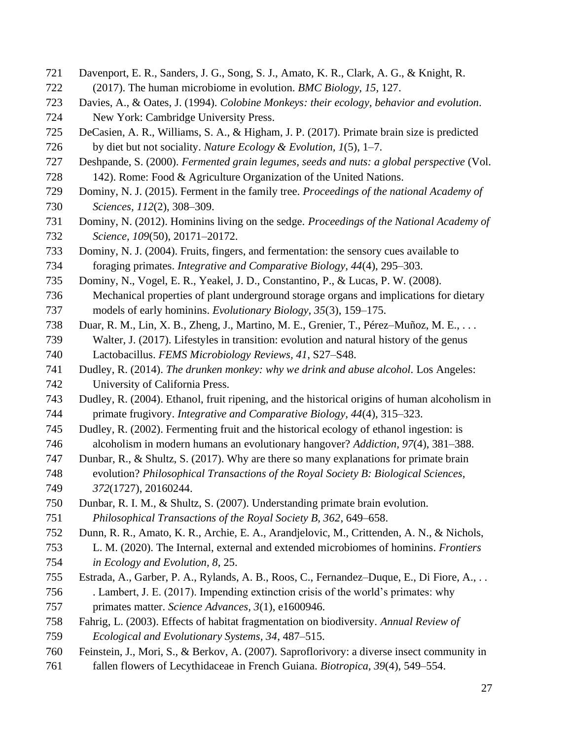Davenport, E. R., Sanders, J. G., Song, S. J., Amato, K. R., Clark, A. G., & Knight, R. (2017). The human microbiome in evolution. *BMC Biology, 15*, 127.

Davies, A., & Oates, J. (1994). *Colobine Monkeys: their ecology, behavior and evolution*. New York: Cambridge University Press.

DeCasien, A. R., Williams, S. A., & Higham, J. P. (2017). Primate brain size is predicted by diet but not sociality. *Nature Ecology & Evolution, 1*(5), 1–7.

Deshpande, S. (2000). *Fermented grain legumes, seeds and nuts: a global perspective* (Vol. 142). Rome: Food & Agriculture Organization of the United Nations.

Dominy, N. J. (2015). Ferment in the family tree. *Proceedings of the national Academy of Sciences, 112*(2), 308–309.

Dominy, N. (2012). Hominins living on the sedge. *Proceedings of the National Academy of Science, 109*(50), 20171–20172.

Dominy, N. J. (2004). Fruits, fingers, and fermentation: the sensory cues available to foraging primates. *Integrative and Comparative Biology, 44*(4), 295–303.

Dominy, N., Vogel, E. R., Yeakel, J. D., Constantino, P., & Lucas, P. W. (2008). Mechanical properties of plant underground storage organs and implications for dietary models of early hominins. *Evolutionary Biology, 35*(3), 159–175.

Duar, R. M., Lin, X. B., Zheng, J., Martino, M. E., Grenier, T., Pérez–Muñoz, M. E., . . . Walter, J. (2017). Lifestyles in transition: evolution and natural history of the genus Lactobacillus. *FEMS Microbiology Reviews, 41*, S27–S48.

Dudley, R. (2014). *The drunken monkey: why we drink and abuse alcohol*. Los Angeles: University of California Press.

Dudley, R. (2004). Ethanol, fruit ripening, and the historical origins of human alcoholism in primate frugivory. *Integrative and Comparative Biology, 44*(4), 315–323.

Dudley, R. (2002). Fermenting fruit and the historical ecology of ethanol ingestion: is alcoholism in modern humans an evolutionary hangover? *Addiction, 97*(4), 381–388.

Dunbar, R., & Shultz, S. (2017). Why are there so many explanations for primate brain evolution? *Philosophical Transactions of the Royal Society B: Biological Sciences, 372*(1727), 20160244.

Dunbar, R. I. M., & Shultz, S. (2007). Understanding primate brain evolution. *Philosophical Transactions of the Royal Society B, 362*, 649–658.

Dunn, R. R., Amato, K. R., Archie, E. A., Arandjelovic, M., Crittenden, A. N., & Nichols, L. M. (2020). The Internal, external and extended microbiomes of hominins. *Frontiers in Ecology and Evolution, 8*, 25.

Estrada, A., Garber, P. A., Rylands, A. B., Roos, C., Fernandez–Duque, E., Di Fiore, A., . . . Lambert, J. E. (2017). Impending extinction crisis of the world's primates: why primates matter. *Science Advances, 3*(1), e1600946.

Fahrig, L. (2003). Effects of habitat fragmentation on biodiversity. *Annual Review of Ecological and Evolutionary Systems, 34*, 487–515.

Feinstein, J., Mori, S., & Berkov, A. (2007). Saproflorivory: a diverse insect community in fallen flowers of Lecythidaceae in French Guiana. *Biotropica, 39*(4), 549–554.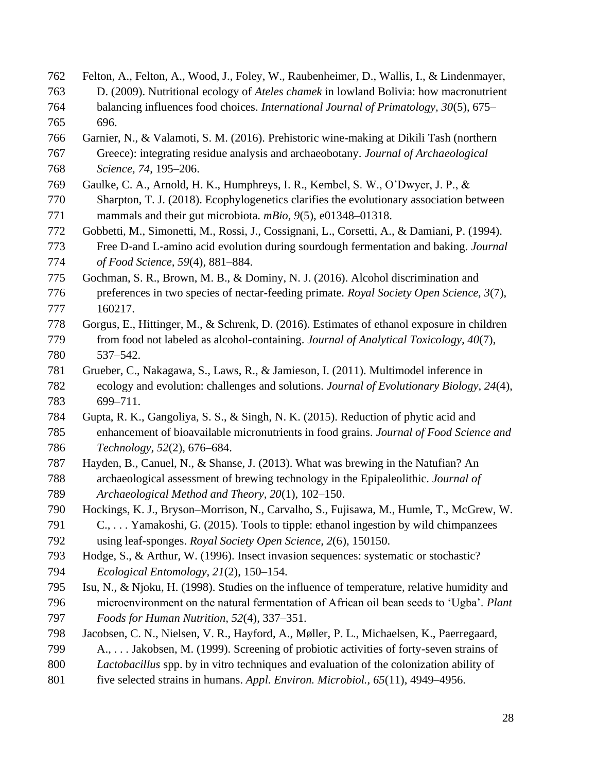Felton, A., Felton, A., Wood, J., Foley, W., Raubenheimer, D., Wallis, I., & Lindenmayer, D. (2009). Nutritional ecology of *Ateles chamek* in lowland Bolivia: how macronutrient balancing influences food choices. *International Journal of Primatology, 30*(5), 675–696.

Garnier, N., & Valamoti, S. M. (2016). Prehistoric wine-making at Dikili Tash (northern Greece): integrating residue analysis and archaeobotany. *Journal of Archaeological Science, 74*, 195–206.

Gaulke, C. A., Arnold, H. K., Humphreys, I. R., Kembel, S. W., O'Dwyer, J. P., & Sharpton, T. J. (2018). Ecophylogenetics clarifies the evolutionary association between mammals and their gut microbiota. *mBio, 9*(5), e01348–01318.

Gobbetti, M., Simonetti, M., Rossi, J., Cossignani, L., Corsetti, A., & Damiani, P. (1994). Free D-and L-amino acid evolution during sourdough fermentation and baking. *Journal of Food Science, 59*(4), 881–884.

Gochman, S. R., Brown, M. B., & Dominy, N. J. (2016). Alcohol discrimination and preferences in two species of nectar-feeding primate. *Royal Society Open Science, 3*(7), 160217.

Gorgus, E., Hittinger, M., & Schrenk, D. (2016). Estimates of ethanol exposure in children from food not labeled as alcohol-containing. *Journal of Analytical Toxicology, 40*(7), 537–542.

Grueber, C., Nakagawa, S., Laws, R., & Jamieson, I. (2011). Multimodel inference in ecology and evolution: challenges and solutions. *Journal of Evolutionary Biology, 24*(4), 699–711.

Gupta, R. K., Gangoliya, S. S., & Singh, N. K. (2015). Reduction of phytic acid and enhancement of bioavailable micronutrients in food grains. *Journal of Food Science and Technology, 52*(2), 676–684.

Hayden, B., Canuel, N., & Shanse, J. (2013). What was brewing in the Natufian? An archaeological assessment of brewing technology in the Epipaleolithic. *Journal of Archaeological Method and Theory, 20*(1), 102–150.

Hockings, K. J., Bryson–Morrison, N., Carvalho, S., Fujisawa, M., Humle, T., McGrew, W. C., . . . Yamakoshi, G. (2015). Tools to tipple: ethanol ingestion by wild chimpanzees using leaf-sponges. *Royal Society Open Science, 2*(6), 150150.

Hodge, S., & Arthur, W. (1996). Insect invasion sequences: systematic or stochastic? *Ecological Entomology, 21*(2), 150–154.

Isu, N., & Njoku, H. (1998). Studies on the influence of temperature, relative humidity and microenvironment on the natural fermentation of African oil bean seeds to 'Ugba'. *Plant Foods for Human Nutrition, 52*(4), 337–351.

Jacobsen, C. N., Nielsen, V. R., Hayford, A., Møller, P. L., Michaelsen, K., Paerregaard, A., . . . Jakobsen, M. (1999). Screening of probiotic activities of forty-seven strains of *Lactobacillus* spp. by in vitro techniques and evaluation of the colonization ability of five selected strains in humans. *Appl. Environ. Microbiol., 65*(11), 4949–4956.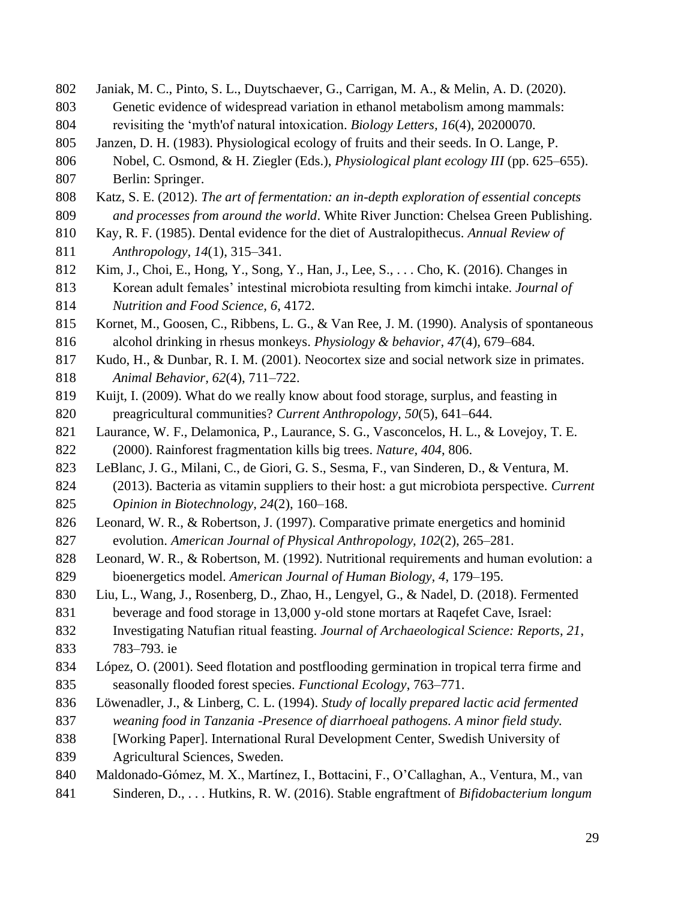Janiak, M. C., Pinto, S. L., Duytschaever, G., Carrigan, M. A., & Melin, A. D. (2020). Genetic evidence of widespread variation in ethanol metabolism among mammals: revisiting the 'myth'of natural intoxication. *Biology Letters, 16*(4), 20200070.

Janzen, D. H. (1983). Physiological ecology of fruits and their seeds. In O. Lange, P. Nobel, C. Osmond, & H. Ziegler (Eds.), *Physiological plant ecology III* (pp. 625–655). Berlin: Springer.

Katz, S. E. (2012). *The art of fermentation: an in-depth exploration of essential concepts and processes from around the world*. White River Junction: Chelsea Green Publishing.

Kay, R. F. (1985). Dental evidence for the diet of Australopithecus. *Annual Review of Anthropology, 14*(1), 315–341.

Kim, J., Choi, E., Hong, Y., Song, Y., Han, J., Lee, S., . . . Cho, K. (2016). Changes in Korean adult females' intestinal microbiota resulting from kimchi intake. *Journal of Nutrition and Food Science, 6*, 4172.

Kornet, M., Goosen, C., Ribbens, L. G., & Van Ree, J. M. (1990). Analysis of spontaneous alcohol drinking in rhesus monkeys. *Physiology & behavior, 47*(4), 679–684.

Kudo, H., & Dunbar, R. I. M. (2001). Neocortex size and social network size in primates. *Animal Behavior, 62*(4), 711–722.

Kuijt, I. (2009). What do we really know about food storage, surplus, and feasting in preagricultural communities? *Current Anthropology, 50*(5), 641–644.

Laurance, W. F., Delamonica, P., Laurance, S. G., Vasconcelos, H. L., & Lovejoy, T. E. (2000). Rainforest fragmentation kills big trees. *Nature, 404*, 806.

LeBlanc, J. G., Milani, C., de Giori, G. S., Sesma, F., van Sinderen, D., & Ventura, M. (2013). Bacteria as vitamin suppliers to their host: a gut microbiota perspective. *Current Opinion in Biotechnology, 24*(2), 160–168.

Leonard, W. R., & Robertson, J. (1997). Comparative primate energetics and hominid evolution. *American Journal of Physical Anthropology, 102*(2), 265–281.

Leonard, W. R., & Robertson, M. (1992). Nutritional requirements and human evolution: a bioenergetics model. *American Journal of Human Biology, 4*, 179–195.

Liu, L., Wang, J., Rosenberg, D., Zhao, H., Lengyel, G., & Nadel, D. (2018). Fermented beverage and food storage in 13,000 y-old stone mortars at Raqefet Cave, Israel: Investigating Natufian ritual feasting. *Journal of Archaeological Science: Reports, 21*, 783–793. ie

López, O. (2001). Seed flotation and postflooding germination in tropical terra firme and seasonally flooded forest species. *Functional Ecology*, 763–771.

Löwenadler, J., & Linberg, C. L. (1994). *Study of locally prepared lactic acid fermented weaning food in Tanzania -Presence of diarrhoeal pathogens. A minor field study.* [Working Paper]. International Rural Development Center, Swedish University of Agricultural Sciences, Sweden.

Maldonado-Gómez, M. X., Martínez, I., Bottacini, F., O'Callaghan, A., Ventura, M., van Sinderen, D., . . . Hutkins, R. W. (2016). Stable engraftment of *Bifidobacterium longum*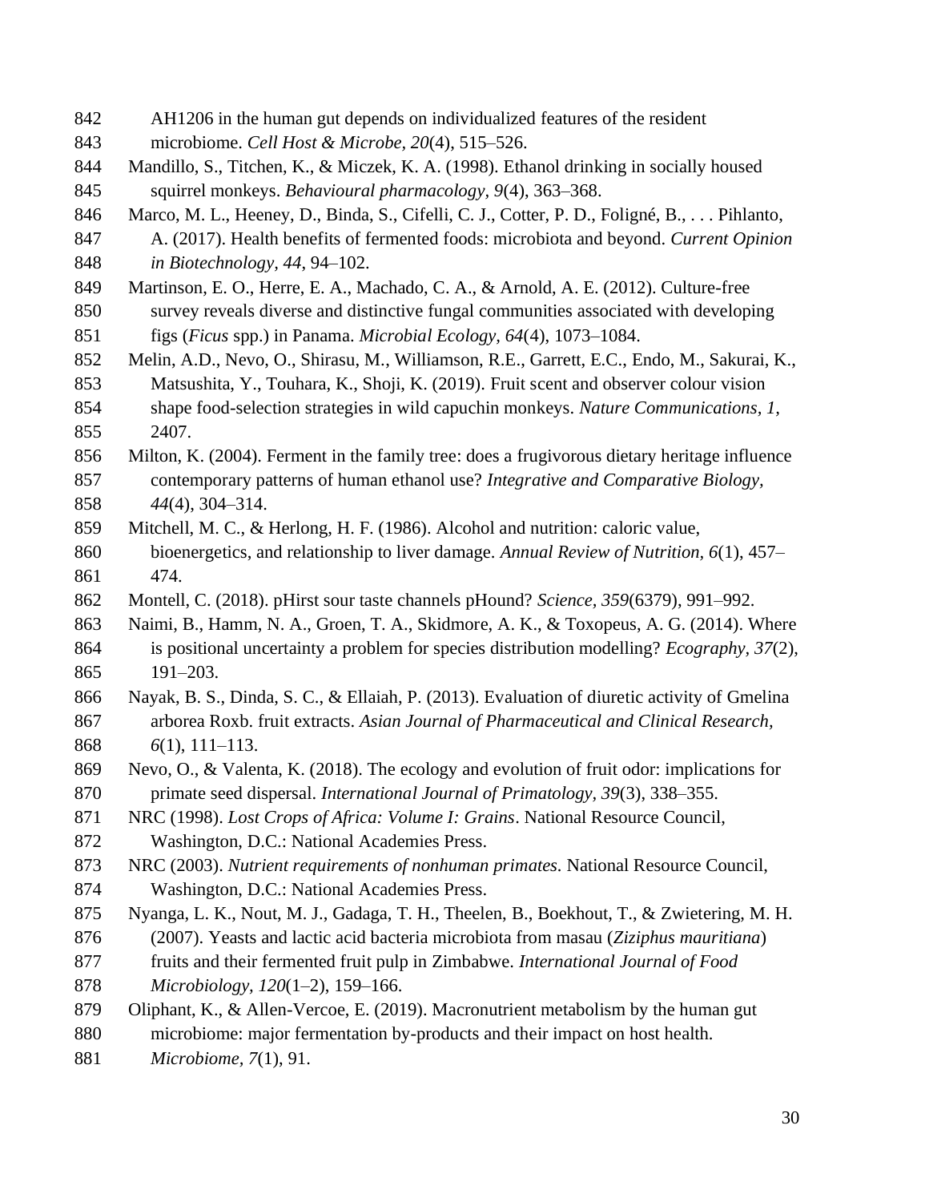AH1206 in the human gut depends on individualized features of the resident microbiome. *Cell Host & Microbe, 20*(4), 515–526.

Mandillo, S., Titchen, K., & Miczek, K. A. (1998). Ethanol drinking in socially housed squirrel monkeys. *Behavioural pharmacology, 9*(4), 363–368.

Marco, M. L., Heeney, D., Binda, S., Cifelli, C. J., Cotter, P. D., Foligné, B., . . . Pihlanto, A. (2017). Health benefits of fermented foods: microbiota and beyond. *Current Opinion in Biotechnology, 44*, 94–102.

Martinson, E. O., Herre, E. A., Machado, C. A., & Arnold, A. E. (2012). Culture-free survey reveals diverse and distinctive fungal communities associated with developing figs (*Ficus* spp.) in Panama. *Microbial Ecology, 64*(4), 1073–1084.

Melin, A.D., Nevo, O., Shirasu, M., Williamson, R.E., Garrett, E.C., Endo, M., Sakurai, K., Matsushita, Y., Touhara, K., Shoji, K. (2019). Fruit scent and observer colour vision shape food-selection strategies in wild capuchin monkeys. *Nature Communications, 1*, 2407.

Milton, K. (2004). Ferment in the family tree: does a frugivorous dietary heritage influence contemporary patterns of human ethanol use? *Integrative and Comparative Biology, 44*(4), 304–314.

Mitchell, M. C., & Herlong, H. F. (1986). Alcohol and nutrition: caloric value, bioenergetics, and relationship to liver damage. *Annual Review of Nutrition, 6*(1), 457–474.

Montell, C. (2018). pHirst sour taste channels pHound? *Science, 359*(6379), 991–992.

Naimi, B., Hamm, N. A., Groen, T. A., Skidmore, A. K., & Toxopeus, A. G. (2014). Where is positional uncertainty a problem for species distribution modelling? *Ecography, 37*(2), 191–203.

Nayak, B. S., Dinda, S. C., & Ellaiah, P. (2013). Evaluation of diuretic activity of Gmelina arborea Roxb. fruit extracts. *Asian Journal of Pharmaceutical and Clinical Research, 6*(1), 111–113.

Nevo, O., & Valenta, K. (2018). The ecology and evolution of fruit odor: implications for primate seed dispersal. *International Journal of Primatology, 39*(3), 338–355.

NRC (1998). *Lost Crops of Africa: Volume I: Grains*. National Resource Council, Washington, D.C.: National Academies Press.

NRC (2003). *Nutrient requirements of nonhuman primates.* National Resource Council, Washington, D.C.: National Academies Press.

Nyanga, L. K., Nout, M. J., Gadaga, T. H., Theelen, B., Boekhout, T., & Zwietering, M. H. (2007). Yeasts and lactic acid bacteria microbiota from masau (*Ziziphus mauritiana*) fruits and their fermented fruit pulp in Zimbabwe. *International Journal of Food Microbiology, 120*(1–2), 159–166.

Oliphant, K., & Allen-Vercoe, E. (2019). Macronutrient metabolism by the human gut microbiome: major fermentation by-products and their impact on host health. *Microbiome, 7*(1), 91.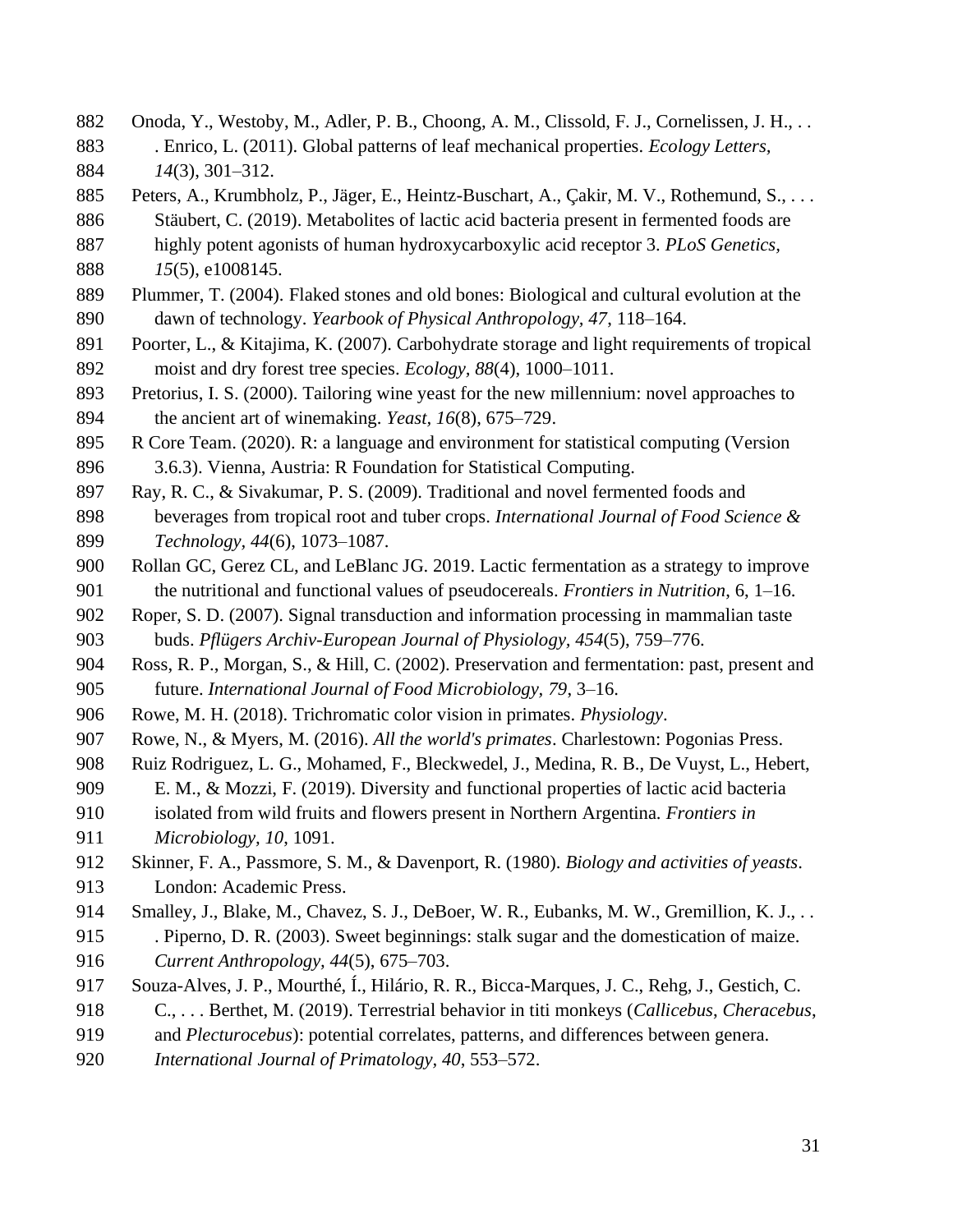Onoda, Y., Westoby, M., Adler, P. B., Choong, A. M., Clissold, F. J., Cornelissen, J. H., . . . Enrico, L. (2011). Global patterns of leaf mechanical properties. *Ecology Letters, 14*(3), 301–312.

Peters, A., Krumbholz, P., Jäger, E., Heintz-Buschart, A., Çakir, M. V., Rothemund, S., . . . Stäubert, C. (2019). Metabolites of lactic acid bacteria present in fermented foods are highly potent agonists of human hydroxycarboxylic acid receptor 3. *PLoS Genetics, 15*(5), e1008145.

Plummer, T. (2004). Flaked stones and old bones: Biological and cultural evolution at the dawn of technology. *Yearbook of Physical Anthropology, 47*, 118–164.

Poorter, L., & Kitajima, K. (2007). Carbohydrate storage and light requirements of tropical moist and dry forest tree species. *Ecology, 88*(4), 1000–1011.

Pretorius, I. S. (2000). Tailoring wine yeast for the new millennium: novel approaches to the ancient art of winemaking. *Yeast, 16*(8), 675–729.

R Core Team. (2020). R: a language and environment for statistical computing (Version 3.6.3). Vienna, Austria: R Foundation for Statistical Computing.

Ray, R. C., & Sivakumar, P. S. (2009). Traditional and novel fermented foods and beverages from tropical root and tuber crops. *International Journal of Food Science & Technology, 44*(6), 1073–1087.

Rollan GC, Gerez CL, and LeBlanc JG. 2019. Lactic fermentation as a strategy to improve the nutritional and functional values of pseudocereals. *Frontiers in Nutrition*, 6, 1–16.

Roper, S. D. (2007). Signal transduction and information processing in mammalian taste buds. *Pflügers Archiv-European Journal of Physiology, 454*(5), 759–776.

Ross, R. P., Morgan, S., & Hill, C. (2002). Preservation and fermentation: past, present and future. *International Journal of Food Microbiology, 79*, 3–16.

Rowe, M. H. (2018). Trichromatic color vision in primates. *Physiology*.

Rowe, N., & Myers, M. (2016). *All the world's primates*. Charlestown: Pogonias Press.

Ruiz Rodriguez, L. G., Mohamed, F., Bleckwedel, J., Medina, R. B., De Vuyst, L., Hebert, E. M., & Mozzi, F. (2019). Diversity and functional properties of lactic acid bacteria isolated from wild fruits and flowers present in Northern Argentina. *Frontiers in Microbiology, 10*, 1091.

Skinner, F. A., Passmore, S. M., & Davenport, R. (1980). *Biology and activities of yeasts*. London: Academic Press.

Smalley, J., Blake, M., Chavez, S. J., DeBoer, W. R., Eubanks, M. W., Gremillion, K. J., . . . Piperno, D. R. (2003). Sweet beginnings: stalk sugar and the domestication of maize. *Current Anthropology, 44*(5), 675–703.

Souza-Alves, J. P., Mourthé, Í., Hilário, R. R., Bicca-Marques, J. C., Rehg, J., Gestich, C. C., . . . Berthet, M. (2019). Terrestrial behavior in titi monkeys (*Callicebus*, *Cheracebus*, and *Plecturocebus*): potential correlates, patterns, and differences between genera. *International Journal of Primatology, 40*, 553–572.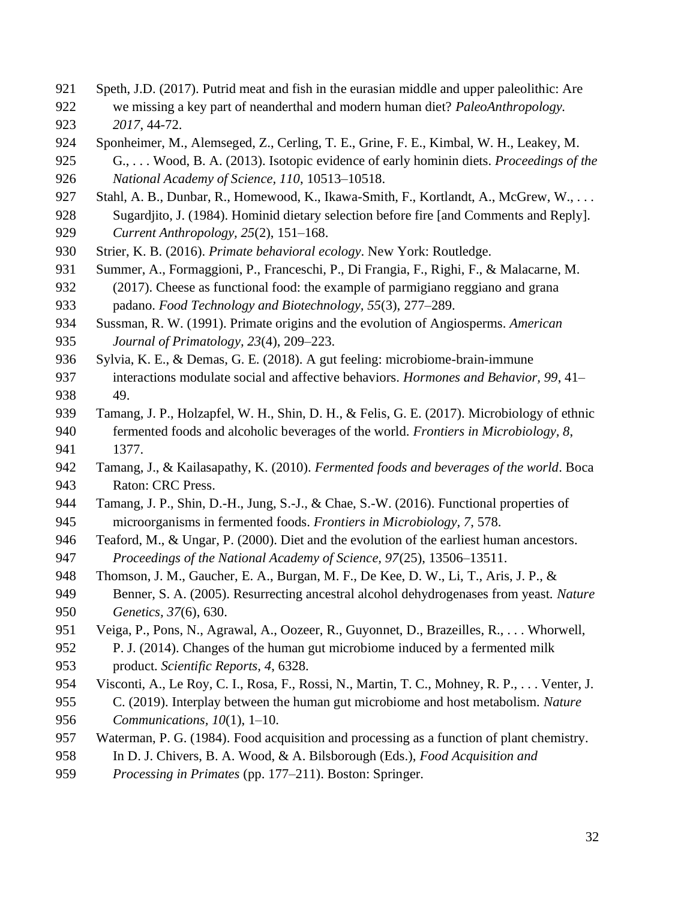Speth, J.D. (2017). Putrid meat and fish in the eurasian middle and upper paleolithic: Are we missing a key part of neanderthal and modern human diet? *PaleoAnthropology. 2017*, 44-72.

Sponheimer, M., Alemseged, Z., Cerling, T. E., Grine, F. E., Kimbal, W. H., Leakey, M. G., . . . Wood, B. A. (2013). Isotopic evidence of early hominin diets. *Proceedings of the National Academy of Science, 110*, 10513–10518.

Stahl, A. B., Dunbar, R., Homewood, K., Ikawa-Smith, F., Kortlandt, A., McGrew, W., . . . Sugardjito, J. (1984). Hominid dietary selection before fire [and Comments and Reply]. *Current Anthropology*, *25*(2), 151–168.

Strier, K. B. (2016). *Primate behavioral ecology*. New York: Routledge.

Summer, A., Formaggioni, P., Franceschi, P., Di Frangia, F., Righi, F., & Malacarne, M. (2017). Cheese as functional food: the example of parmigiano reggiano and grana padano. *Food Technology and Biotechnology, 55*(3), 277–289.

Sussman, R. W. (1991). Primate origins and the evolution of Angiosperms. *American Journal of Primatology, 23*(4), 209–223.

Sylvia, K. E., & Demas, G. E. (2018). A gut feeling: microbiome-brain-immune interactions modulate social and affective behaviors. *Hormones and Behavior, 99*, 41–49.

Tamang, J. P., Holzapfel, W. H., Shin, D. H., & Felis, G. E. (2017). Microbiology of ethnic fermented foods and alcoholic beverages of the world. *Frontiers in Microbiology*, *8*, 1377.

Tamang, J., & Kailasapathy, K. (2010). *Fermented foods and beverages of the world*. Boca Raton: CRC Press.

Tamang, J. P., Shin, D.-H., Jung, S.-J., & Chae, S.-W. (2016). Functional properties of microorganisms in fermented foods. *Frontiers in Microbiology*, *7*, 578.

Teaford, M., & Ungar, P. (2000). Diet and the evolution of the earliest human ancestors. *Proceedings of the National Academy of Science, 97*(25), 13506–13511.

Thomson, J. M., Gaucher, E. A., Burgan, M. F., De Kee, D. W., Li, T., Aris, J. P., & Benner, S. A. (2005). Resurrecting ancestral alcohol dehydrogenases from yeast. *Nature Genetics, 37*(6), 630.

Veiga, P., Pons, N., Agrawal, A., Oozeer, R., Guyonnet, D., Brazeilles, R., . . . Whorwell, P. J. (2014). Changes of the human gut microbiome induced by a fermented milk product. *Scientific Reports, 4*, 6328.

Visconti, A., Le Roy, C. I., Rosa, F., Rossi, N., Martin, T. C., Mohney, R. P., . . . Venter, J. C. (2019). Interplay between the human gut microbiome and host metabolism. *Nature Communications, 10*(1), 1–10.

Waterman, P. G. (1984). Food acquisition and processing as a function of plant chemistry. In D. J. Chivers, B. A. Wood, & A. Bilsborough (Eds.), *Food Acquisition and Processing in Primates* (pp. 177–211). Boston: Springer.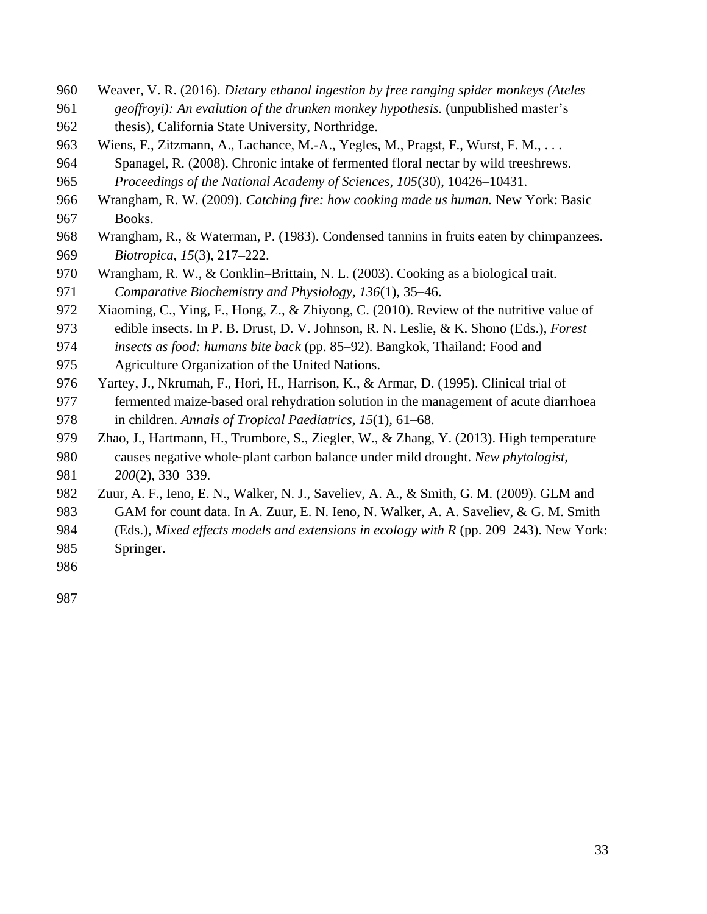Weaver, V. R. (2016). *Dietary ethanol ingestion by free ranging spider monkeys (Ateles geoffroyi): An evalution of the drunken monkey hypothesis.* (unpublished master's thesis), California State University, Northridge.

Wiens, F., Zitzmann, A., Lachance, M.-A., Yegles, M., Pragst, F., Wurst, F. M., . . . Spanagel, R. (2008). Chronic intake of fermented floral nectar by wild treeshrews. *Proceedings of the National Academy of Sciences*, *105*(30), 10426–10431.

Wrangham, R. W. (2009). *Catching fire: how cooking made us human.* New York: Basic Books.

Wrangham, R., & Waterman, P. (1983). Condensed tannins in fruits eaten by chimpanzees. *Biotropica*, *15*(3), 217–222.

Wrangham, R. W., & Conklin–Brittain, N. L. (2003). Cooking as a biological trait. *Comparative Biochemistry and Physiology*, *136*(1), 35–46.

Xiaoming, C., Ying, F., Hong, Z., & Zhiyong, C. (2010). Review of the nutritive value of edible insects. In P. B. Drust, D. V. Johnson, R. N. Leslie, & K. Shono (Eds.), *Forest insects as food: humans bite back* (pp. 85–92). Bangkok, Thailand: Food and Agriculture Organization of the United Nations.

Yartey, J., Nkrumah, F., Hori, H., Harrison, K., & Armar, D. (1995). Clinical trial of fermented maize-based oral rehydration solution in the management of acute diarrhoea in children. *Annals of Tropical Paediatrics*, *15*(1), 61–68.

Zhao, J., Hartmann, H., Trumbore, S., Ziegler, W., & Zhang, Y. (2013). High temperature causes negative whole-plant carbon balance under mild drought. *New phytologist, 200*(2), 330–339.

Zuur, A. F., Ieno, E. N., Walker, N. J., Saveliev, A. A., & Smith, G. M. (2009). GLM and GAM for count data. In A. Zuur, E. N. Ieno, N. Walker, A. A. Saveliev, & G. M. Smith (Eds.), *Mixed effects models and extensions in ecology with R* (pp. 209–243). New York: Springer.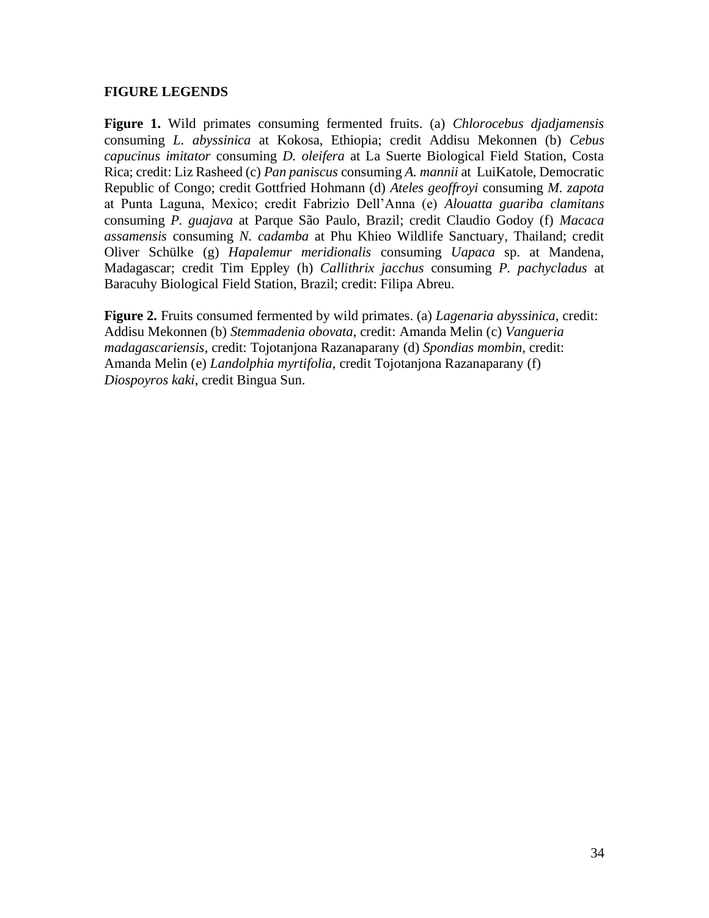**FIGURE LEGENDS**

**Figure 1.** Wild primates consuming fermented fruits. (a) *Chlorocebus djadjamensis* consuming *L. abyssinica* at Kokosa, Ethiopia; credit Addisu Mekonnen (b) *Cebus capucinus imitator* consuming *D. oleifera* at La Suerte Biological Field Station, Costa Rica; credit: Liz Rasheed (c) *Pan paniscus* consuming *A. mannii* at LuiKatole, Democratic Republic of Congo; credit Gottfried Hohmann (d) *Ateles geoffroyi* consuming *M. zapota* at Punta Laguna, Mexico; credit Fabrizio Dell'Anna (e) *Alouatta guariba clamitans* consuming *P. guajava* at Parque São Paulo, Brazil; credit Claudio Godoy (f) *Macaca assamensis* consuming *N. cadamba* at Phu Khieo Wildlife Sanctuary, Thailand; credit Oliver Schülke (g) *Hapalemur meridionalis* consuming *Uapaca* sp. at Mandena, Madagascar; credit Tim Eppley (h) *Callithrix jacchus* consuming *P. pachycladus* at Baracuhy Biological Field Station, Brazil; credit: Filipa Abreu.

**Figure 2.** Fruits consumed fermented by wild primates. (a) *Lagenaria abyssinica*, credit: Addisu Mekonnen (b) *Stemmadenia obovata*, credit: Amanda Melin (c) *Vangueria madagascariensis*, credit: Tojotanjona Razanaparany (d) *Spondias mombin*, credit: Amanda Melin (e) *Landolphia myrtifolia*, credit Tojotanjona Razanaparany (f) *Diospoyros kaki*, credit Bingua Sun.